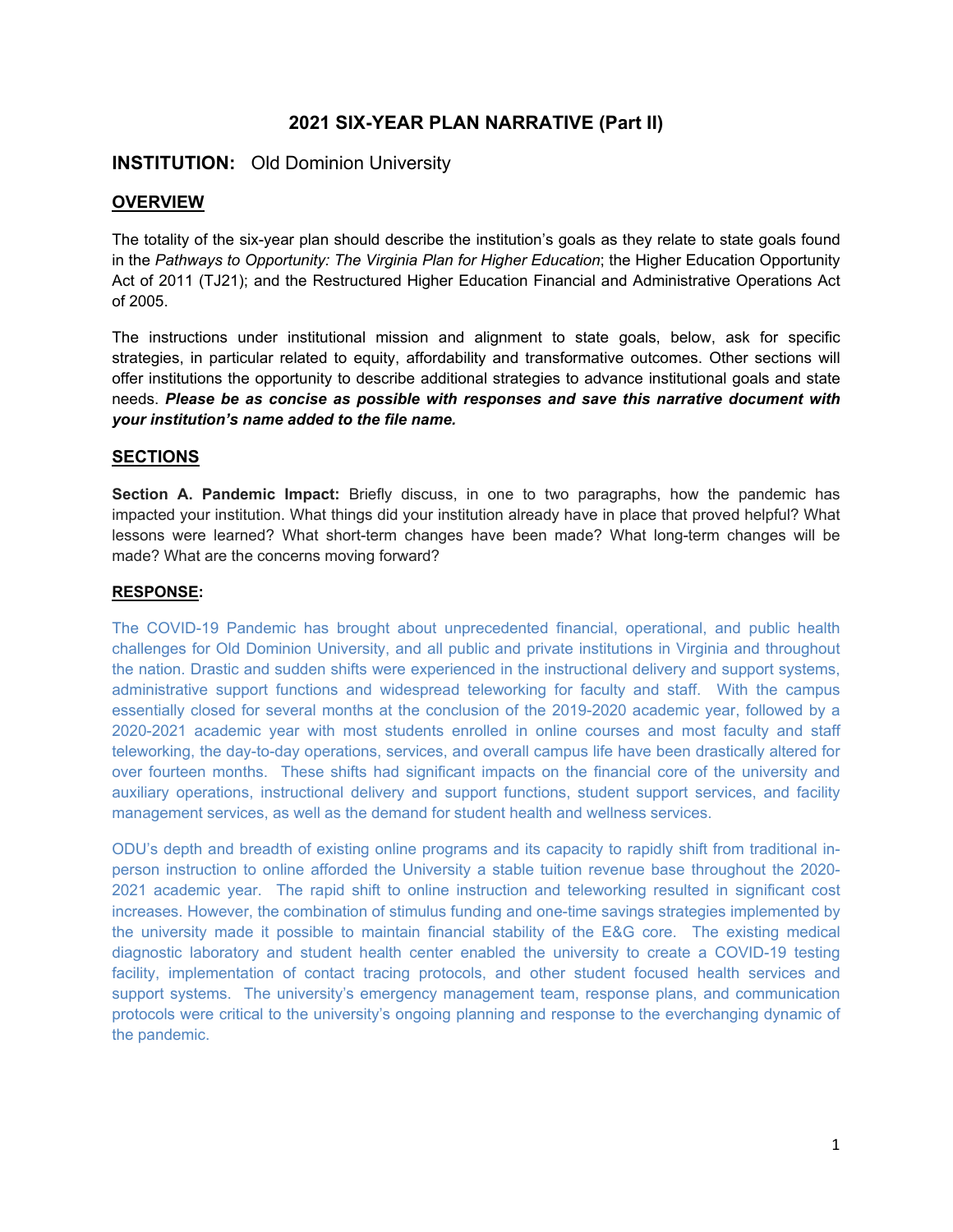# 2021 SIX-YEAR PLAN NARRATIVE (Part II)

## INSTITUTION: Old Dominion University

## OVERVIEW

The totality of the six-year plan should describe the institution's goals as they relate to state goals found in the *Pathways to Opportunity: The Virginia Plan for Higher Education*; the Higher Education Opportunity Act of 2011 (TJ21); and the Restructured Higher Education Financial and Administrative Operations Act of 2005.

The instructions under institutional mission and alignment to state goals, below, ask for specific strategies, in particular related to equity, affordability and transformative outcomes. Other sections will offer institutions the opportunity to describe additional strategies to advance institutional goals and state needs. ***Please be as concise as possible with responses and save this narrative document with your institution's name added to the file name.***

## SECTIONS

**Section A. Pandemic Impact:** Briefly discuss, in one to two paragraphs, how the pandemic has impacted your institution. What things did your institution already have in place that proved helpful? What lessons were learned? What short-term changes have been made? What long-term changes will be made? What are the concerns moving forward?

**RESPONSE:**

The COVID-19 Pandemic has brought about unprecedented financial, operational, and public health challenges for Old Dominion University, and all public and private institutions in Virginia and throughout the nation. Drastic and sudden shifts were experienced in the instructional delivery and support systems, administrative support functions and widespread teleworking for faculty and staff. With the campus essentially closed for several months at the conclusion of the 2019-2020 academic year, followed by a 2020-2021 academic year with most students enrolled in online courses and most faculty and staff teleworking, the day-to-day operations, services, and overall campus life have been drastically altered for over fourteen months. These shifts had significant impacts on the financial core of the university and auxiliary operations, instructional delivery and support functions, student support services, and facility management services, as well as the demand for student health and wellness services.

ODU's depth and breadth of existing online programs and its capacity to rapidly shift from traditional in-person instruction to online afforded the University a stable tuition revenue base throughout the 2020-2021 academic year. The rapid shift to online instruction and teleworking resulted in significant cost increases. However, the combination of stimulus funding and one-time savings strategies implemented by the university made it possible to maintain financial stability of the E&G core. The existing medical diagnostic laboratory and student health center enabled the university to create a COVID-19 testing facility, implementation of contact tracing protocols, and other student focused health services and support systems. The university's emergency management team, response plans, and communication protocols were critical to the university's ongoing planning and response to the everchanging dynamic of the pandemic.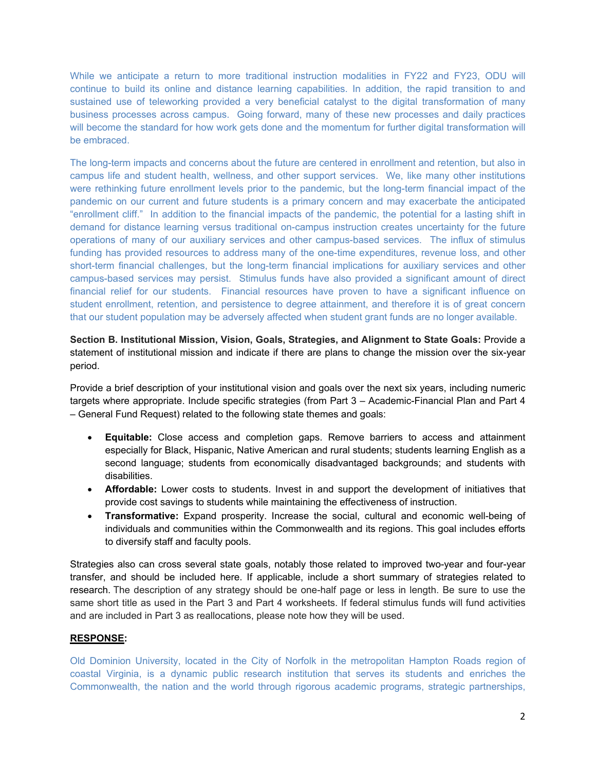While we anticipate a return to more traditional instruction modalities in FY22 and FY23, ODU will continue to build its online and distance learning capabilities. In addition, the rapid transition to and sustained use of teleworking provided a very beneficial catalyst to the digital transformation of many business processes across campus. Going forward, many of these new processes and daily practices will become the standard for how work gets done and the momentum for further digital transformation will be embraced.

The long-term impacts and concerns about the future are centered in enrollment and retention, but also in campus life and student health, wellness, and other support services. We, like many other institutions were rethinking future enrollment levels prior to the pandemic, but the long-term financial impact of the pandemic on our current and future students is a primary concern and may exacerbate the anticipated "enrollment cliff." In addition to the financial impacts of the pandemic, the potential for a lasting shift in demand for distance learning versus traditional on-campus instruction creates uncertainty for the future operations of many of our auxiliary services and other campus-based services. The influx of stimulus funding has provided resources to address many of the one-time expenditures, revenue loss, and other short-term financial challenges, but the long-term financial implications for auxiliary services and other campus-based services may persist. Stimulus funds have also provided a significant amount of direct financial relief for our students. Financial resources have proven to have a significant influence on student enrollment, retention, and persistence to degree attainment, and therefore it is of great concern that our student population may be adversely affected when student grant funds are no longer available.

**Section B. Institutional Mission, Vision, Goals, Strategies, and Alignment to State Goals:** Provide a statement of institutional mission and indicate if there are plans to change the mission over the six-year period.

Provide a brief description of your institutional vision and goals over the next six years, including numeric targets where appropriate. Include specific strategies (from Part 3 – Academic-Financial Plan and Part 4 – General Fund Request) related to the following state themes and goals:

- **Equitable:** Close access and completion gaps. Remove barriers to access and attainment especially for Black, Hispanic, Native American and rural students; students learning English as a second language; students from economically disadvantaged backgrounds; and students with disabilities.
- **Affordable:** Lower costs to students. Invest in and support the development of initiatives that provide cost savings to students while maintaining the effectiveness of instruction.
- **Transformative:** Expand prosperity. Increase the social, cultural and economic well-being of individuals and communities within the Commonwealth and its regions. This goal includes efforts to diversify staff and faculty pools.

Strategies also can cross several state goals, notably those related to improved two-year and four-year transfer, and should be included here. If applicable, include a short summary of strategies related to research. The description of any strategy should be one-half page or less in length. Be sure to use the same short title as used in the Part 3 and Part 4 worksheets. If federal stimulus funds will fund activities and are included in Part 3 as reallocations, please note how they will be used.

**RESPONSE:**

Old Dominion University, located in the City of Norfolk in the metropolitan Hampton Roads region of coastal Virginia, is a dynamic public research institution that serves its students and enriches the Commonwealth, the nation and the world through rigorous academic programs, strategic partnerships,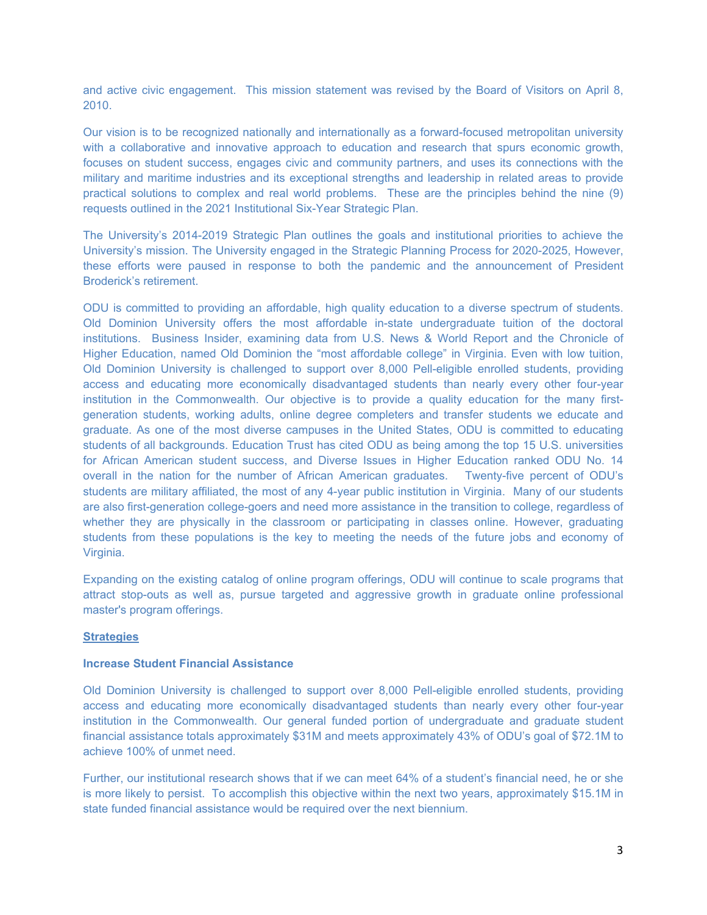and active civic engagement. This mission statement was revised by the Board of Visitors on April 8, 2010.

Our vision is to be recognized nationally and internationally as a forward-focused metropolitan university with a collaborative and innovative approach to education and research that spurs economic growth, focuses on student success, engages civic and community partners, and uses its connections with the military and maritime industries and its exceptional strengths and leadership in related areas to provide practical solutions to complex and real world problems. These are the principles behind the nine (9) requests outlined in the 2021 Institutional Six-Year Strategic Plan.

The University's 2014-2019 Strategic Plan outlines the goals and institutional priorities to achieve the University's mission. The University engaged in the Strategic Planning Process for 2020-2025, However, these efforts were paused in response to both the pandemic and the announcement of President Broderick's retirement.

ODU is committed to providing an affordable, high quality education to a diverse spectrum of students. Old Dominion University offers the most affordable in-state undergraduate tuition of the doctoral institutions. Business Insider, examining data from U.S. News & World Report and the Chronicle of Higher Education, named Old Dominion the "most affordable college" in Virginia. Even with low tuition, Old Dominion University is challenged to support over 8,000 Pell-eligible enrolled students, providing access and educating more economically disadvantaged students than nearly every other four-year institution in the Commonwealth. Our objective is to provide a quality education for the many first-generation students, working adults, online degree completers and transfer students we educate and graduate. As one of the most diverse campuses in the United States, ODU is committed to educating students of all backgrounds. Education Trust has cited ODU as being among the top 15 U.S. universities for African American student success, and Diverse Issues in Higher Education ranked ODU No. 14 overall in the nation for the number of African American graduates. Twenty-five percent of ODU's students are military affiliated, the most of any 4-year public institution in Virginia. Many of our students are also first-generation college-goers and need more assistance in the transition to college, regardless of whether they are physically in the classroom or participating in classes online. However, graduating students from these populations is the key to meeting the needs of the future jobs and economy of Virginia.

Expanding on the existing catalog of online program offerings, ODU will continue to scale programs that attract stop-outs as well as, pursue targeted and aggressive growth in graduate online professional master's program offerings.

**Strategies**

**Increase Student Financial Assistance**

Old Dominion University is challenged to support over 8,000 Pell-eligible enrolled students, providing access and educating more economically disadvantaged students than nearly every other four-year institution in the Commonwealth. Our general funded portion of undergraduate and graduate student financial assistance totals approximately $31M and meets approximately 43% of ODU's goal of $72.1M to achieve 100% of unmet need.

Further, our institutional research shows that if we can meet 64% of a student's financial need, he or she is more likely to persist. To accomplish this objective within the next two years, approximately $15.1M in state funded financial assistance would be required over the next biennium.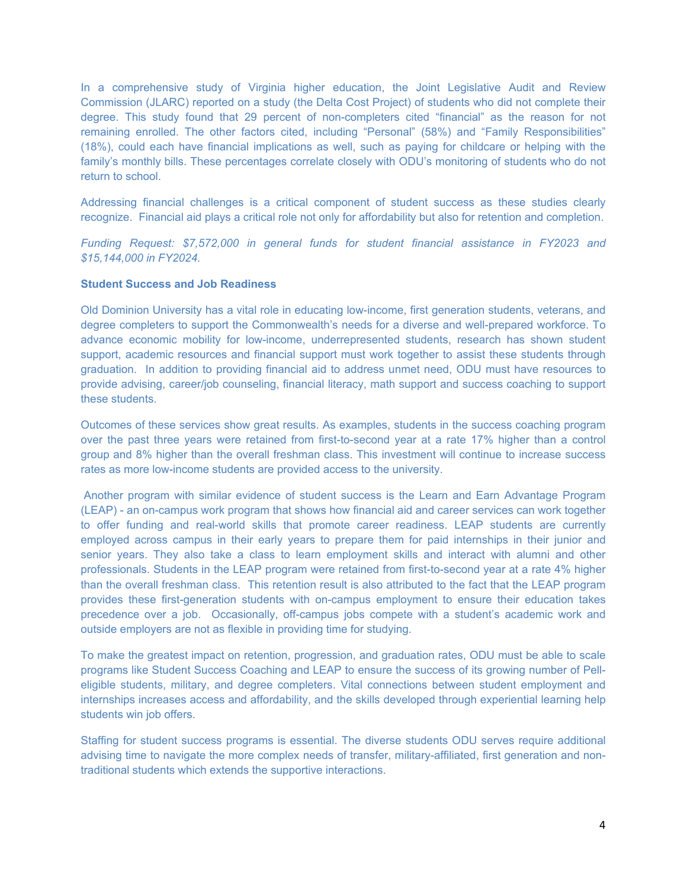In a comprehensive study of Virginia higher education, the Joint Legislative Audit and Review Commission (JLARC) reported on a study (the Delta Cost Project) of students who did not complete their degree. This study found that 29 percent of non-completers cited "financial" as the reason for not remaining enrolled. The other factors cited, including "Personal" (58%) and "Family Responsibilities" (18%), could each have financial implications as well, such as paying for childcare or helping with the family's monthly bills. These percentages correlate closely with ODU's monitoring of students who do not return to school.

Addressing financial challenges is a critical component of student success as these studies clearly recognize. Financial aid plays a critical role not only for affordability but also for retention and completion.

*Funding Request: $7,572,000 in general funds for student financial assistance in FY2023 and $15,144,000 in FY2024.*

**Student Success and Job Readiness**

Old Dominion University has a vital role in educating low-income, first generation students, veterans, and degree completers to support the Commonwealth's needs for a diverse and well-prepared workforce. To advance economic mobility for low-income, underrepresented students, research has shown student support, academic resources and financial support must work together to assist these students through graduation. In addition to providing financial aid to address unmet need, ODU must have resources to provide advising, career/job counseling, financial literacy, math support and success coaching to support these students.

Outcomes of these services show great results. As examples, students in the success coaching program over the past three years were retained from first-to-second year at a rate 17% higher than a control group and 8% higher than the overall freshman class. This investment will continue to increase success rates as more low-income students are provided access to the university.

Another program with similar evidence of student success is the Learn and Earn Advantage Program (LEAP) - an on-campus work program that shows how financial aid and career services can work together to offer funding and real-world skills that promote career readiness. LEAP students are currently employed across campus in their early years to prepare them for paid internships in their junior and senior years. They also take a class to learn employment skills and interact with alumni and other professionals. Students in the LEAP program were retained from first-to-second year at a rate 4% higher than the overall freshman class. This retention result is also attributed to the fact that the LEAP program provides these first-generation students with on-campus employment to ensure their education takes precedence over a job. Occasionally, off-campus jobs compete with a student's academic work and outside employers are not as flexible in providing time for studying.

To make the greatest impact on retention, progression, and graduation rates, ODU must be able to scale programs like Student Success Coaching and LEAP to ensure the success of its growing number of Pell-eligible students, military, and degree completers. Vital connections between student employment and internships increases access and affordability, and the skills developed through experiential learning help students win job offers.

Staffing for student success programs is essential. The diverse students ODU serves require additional advising time to navigate the more complex needs of transfer, military-affiliated, first generation and non-traditional students which extends the supportive interactions.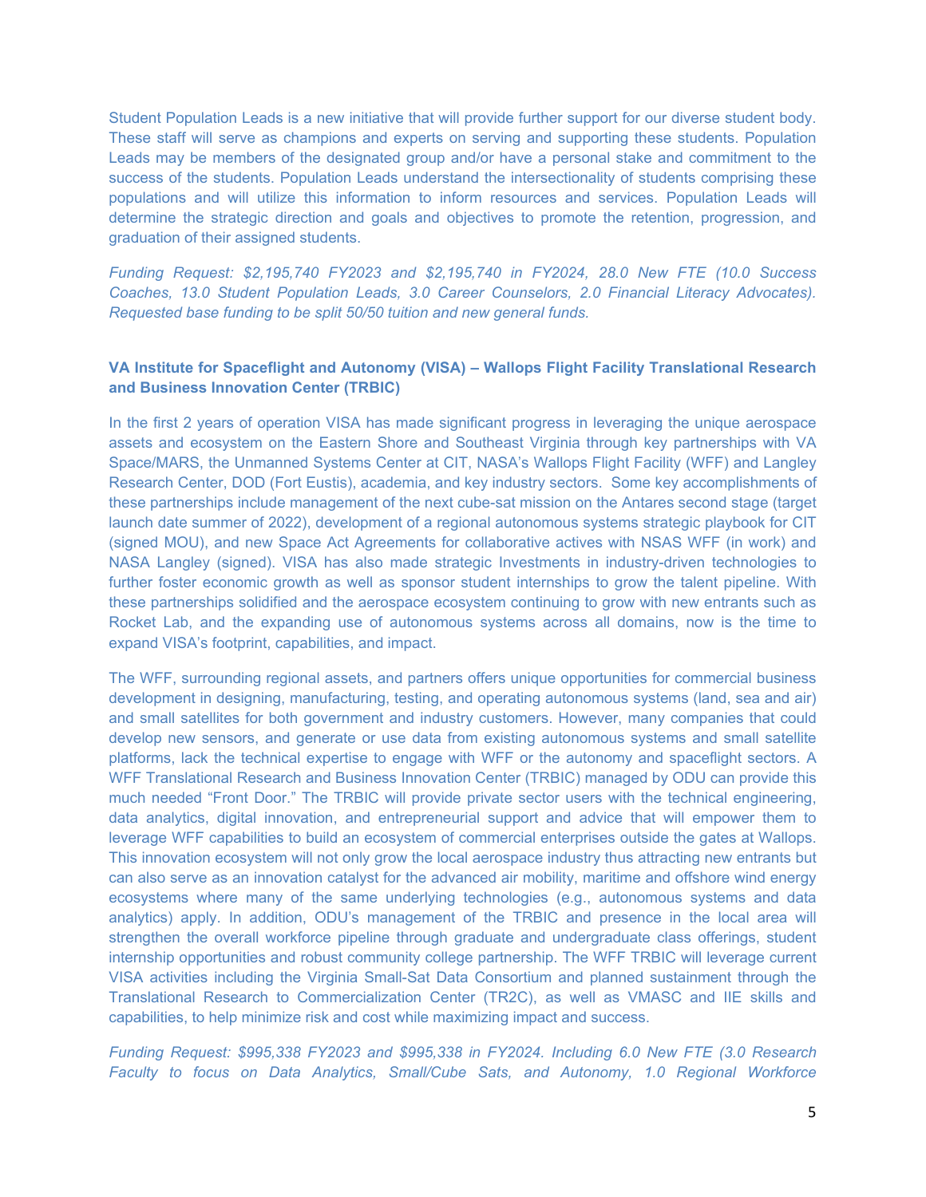Student Population Leads is a new initiative that will provide further support for our diverse student body. These staff will serve as champions and experts on serving and supporting these students. Population Leads may be members of the designated group and/or have a personal stake and commitment to the success of the students. Population Leads understand the intersectionality of students comprising these populations and will utilize this information to inform resources and services. Population Leads will determine the strategic direction and goals and objectives to promote the retention, progression, and graduation of their assigned students.

*Funding Request: $2,195,740 FY2023 and $2,195,740 in FY2024, 28.0 New FTE (10.0 Success Coaches, 13.0 Student Population Leads, 3.0 Career Counselors, 2.0 Financial Literacy Advocates). Requested base funding to be split 50/50 tuition and new general funds.*

**VA Institute for Spaceflight and Autonomy (VISA) – Wallops Flight Facility Translational Research and Business Innovation Center (TRBIC)**

In the first 2 years of operation VISA has made significant progress in leveraging the unique aerospace assets and ecosystem on the Eastern Shore and Southeast Virginia through key partnerships with VA Space/MARS, the Unmanned Systems Center at CIT, NASA's Wallops Flight Facility (WFF) and Langley Research Center, DOD (Fort Eustis), academia, and key industry sectors. Some key accomplishments of these partnerships include management of the next cube-sat mission on the Antares second stage (target launch date summer of 2022), development of a regional autonomous systems strategic playbook for CIT (signed MOU), and new Space Act Agreements for collaborative actives with NSAS WFF (in work) and NASA Langley (signed). VISA has also made strategic Investments in industry-driven technologies to further foster economic growth as well as sponsor student internships to grow the talent pipeline. With these partnerships solidified and the aerospace ecosystem continuing to grow with new entrants such as Rocket Lab, and the expanding use of autonomous systems across all domains, now is the time to expand VISA's footprint, capabilities, and impact.

The WFF, surrounding regional assets, and partners offers unique opportunities for commercial business development in designing, manufacturing, testing, and operating autonomous systems (land, sea and air) and small satellites for both government and industry customers. However, many companies that could develop new sensors, and generate or use data from existing autonomous systems and small satellite platforms, lack the technical expertise to engage with WFF or the autonomy and spaceflight sectors. A WFF Translational Research and Business Innovation Center (TRBIC) managed by ODU can provide this much needed "Front Door." The TRBIC will provide private sector users with the technical engineering, data analytics, digital innovation, and entrepreneurial support and advice that will empower them to leverage WFF capabilities to build an ecosystem of commercial enterprises outside the gates at Wallops. This innovation ecosystem will not only grow the local aerospace industry thus attracting new entrants but can also serve as an innovation catalyst for the advanced air mobility, maritime and offshore wind energy ecosystems where many of the same underlying technologies (e.g., autonomous systems and data analytics) apply. In addition, ODU's management of the TRBIC and presence in the local area will strengthen the overall workforce pipeline through graduate and undergraduate class offerings, student internship opportunities and robust community college partnership. The WFF TRBIC will leverage current VISA activities including the Virginia Small-Sat Data Consortium and planned sustainment through the Translational Research to Commercialization Center (TR2C), as well as VMASC and IIE skills and capabilities, to help minimize risk and cost while maximizing impact and success.

*Funding Request: $995,338 FY2023 and $995,338 in FY2024. Including 6.0 New FTE (3.0 Research Faculty to focus on Data Analytics, Small/Cube Sats, and Autonomy, 1.0 Regional Workforce*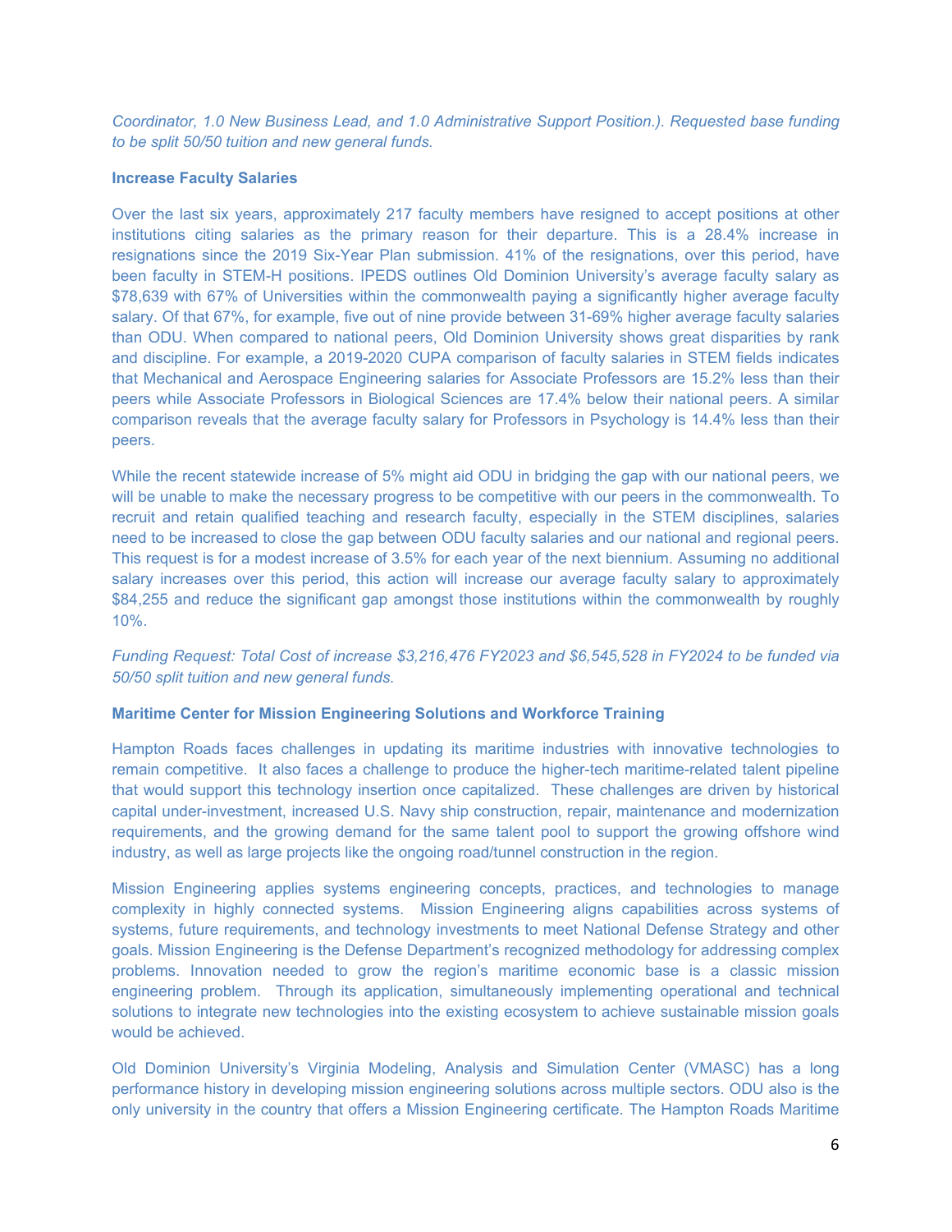*Coordinator, 1.0 New Business Lead, and 1.0 Administrative Support Position.). Requested base funding to be split 50/50 tuition and new general funds.*

**Increase Faculty Salaries**

Over the last six years, approximately 217 faculty members have resigned to accept positions at other institutions citing salaries as the primary reason for their departure. This is a 28.4% increase in resignations since the 2019 Six-Year Plan submission. 41% of the resignations, over this period, have been faculty in STEM-H positions. IPEDS outlines Old Dominion University's average faculty salary as $78,639 with 67% of Universities within the commonwealth paying a significantly higher average faculty salary. Of that 67%, for example, five out of nine provide between 31-69% higher average faculty salaries than ODU. When compared to national peers, Old Dominion University shows great disparities by rank and discipline. For example, a 2019-2020 CUPA comparison of faculty salaries in STEM fields indicates that Mechanical and Aerospace Engineering salaries for Associate Professors are 15.2% less than their peers while Associate Professors in Biological Sciences are 17.4% below their national peers. A similar comparison reveals that the average faculty salary for Professors in Psychology is 14.4% less than their peers.

While the recent statewide increase of 5% might aid ODU in bridging the gap with our national peers, we will be unable to make the necessary progress to be competitive with our peers in the commonwealth. To recruit and retain qualified teaching and research faculty, especially in the STEM disciplines, salaries need to be increased to close the gap between ODU faculty salaries and our national and regional peers. This request is for a modest increase of 3.5% for each year of the next biennium. Assuming no additional salary increases over this period, this action will increase our average faculty salary to approximately $84,255 and reduce the significant gap amongst those institutions within the commonwealth by roughly 10%.

*Funding Request: Total Cost of increase $3,216,476 FY2023 and $6,545,528 in FY2024 to be funded via 50/50 split tuition and new general funds.*

**Maritime Center for Mission Engineering Solutions and Workforce Training**

Hampton Roads faces challenges in updating its maritime industries with innovative technologies to remain competitive. It also faces a challenge to produce the higher-tech maritime-related talent pipeline that would support this technology insertion once capitalized. These challenges are driven by historical capital under-investment, increased U.S. Navy ship construction, repair, maintenance and modernization requirements, and the growing demand for the same talent pool to support the growing offshore wind industry, as well as large projects like the ongoing road/tunnel construction in the region.

Mission Engineering applies systems engineering concepts, practices, and technologies to manage complexity in highly connected systems. Mission Engineering aligns capabilities across systems of systems, future requirements, and technology investments to meet National Defense Strategy and other goals. Mission Engineering is the Defense Department's recognized methodology for addressing complex problems. Innovation needed to grow the region's maritime economic base is a classic mission engineering problem. Through its application, simultaneously implementing operational and technical solutions to integrate new technologies into the existing ecosystem to achieve sustainable mission goals would be achieved.

Old Dominion University's Virginia Modeling, Analysis and Simulation Center (VMASC) has a long performance history in developing mission engineering solutions across multiple sectors. ODU also is the only university in the country that offers a Mission Engineering certificate. The Hampton Roads Maritime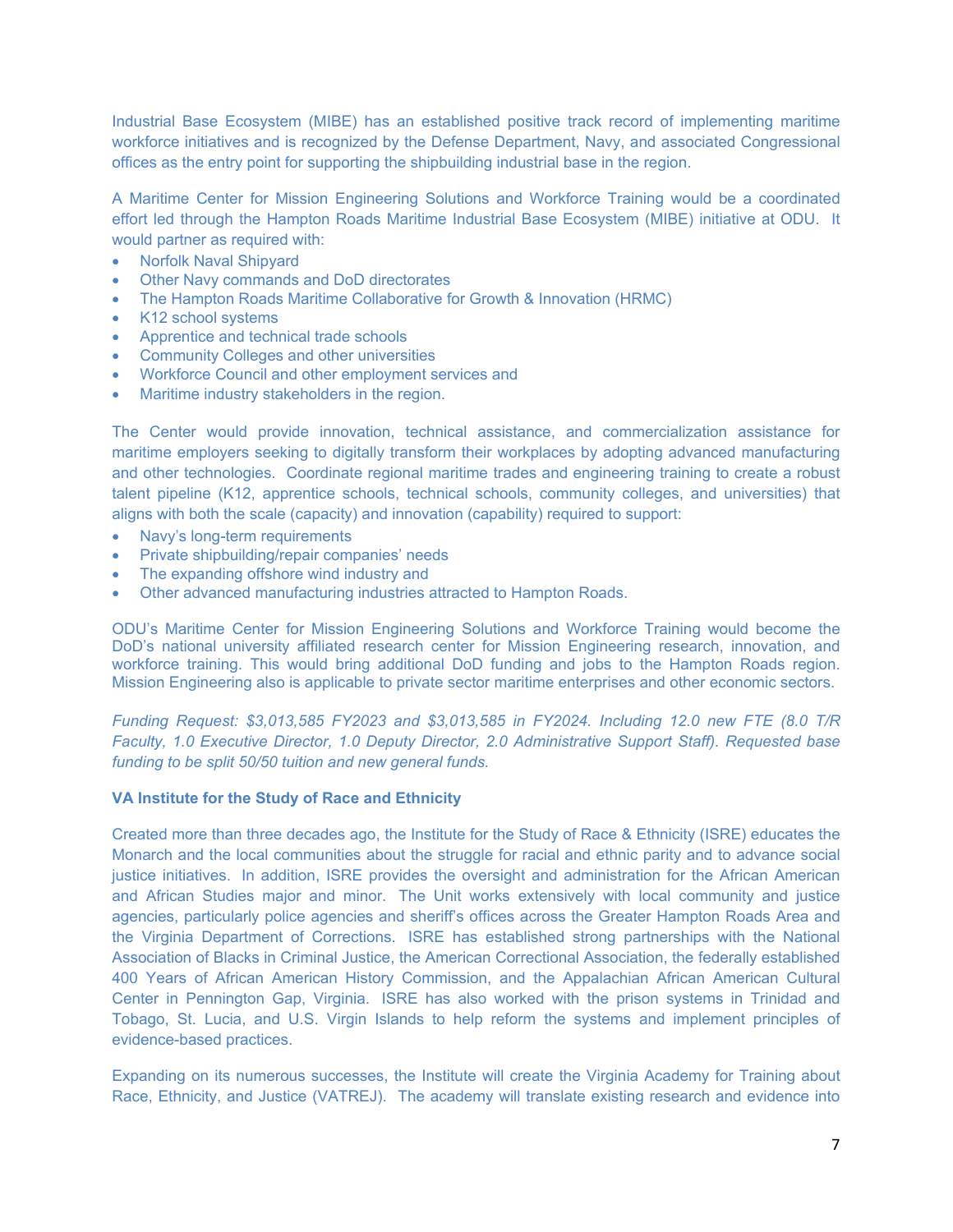Industrial Base Ecosystem (MIBE) has an established positive track record of implementing maritime workforce initiatives and is recognized by the Defense Department, Navy, and associated Congressional offices as the entry point for supporting the shipbuilding industrial base in the region.

A Maritime Center for Mission Engineering Solutions and Workforce Training would be a coordinated effort led through the Hampton Roads Maritime Industrial Base Ecosystem (MIBE) initiative at ODU. It would partner as required with:

- Norfolk Naval Shipyard
- Other Navy commands and DoD directorates
- The Hampton Roads Maritime Collaborative for Growth & Innovation (HRMC)
- K12 school systems
- Apprentice and technical trade schools
- Community Colleges and other universities
- Workforce Council and other employment services and
- Maritime industry stakeholders in the region.

The Center would provide innovation, technical assistance, and commercialization assistance for maritime employers seeking to digitally transform their workplaces by adopting advanced manufacturing and other technologies. Coordinate regional maritime trades and engineering training to create a robust talent pipeline (K12, apprentice schools, technical schools, community colleges, and universities) that aligns with both the scale (capacity) and innovation (capability) required to support:

- Navy's long-term requirements
- Private shipbuilding/repair companies' needs
- The expanding offshore wind industry and
- Other advanced manufacturing industries attracted to Hampton Roads.

ODU's Maritime Center for Mission Engineering Solutions and Workforce Training would become the DoD's national university affiliated research center for Mission Engineering research, innovation, and workforce training. This would bring additional DoD funding and jobs to the Hampton Roads region. Mission Engineering also is applicable to private sector maritime enterprises and other economic sectors.

*Funding Request: $3,013,585 FY2023 and $3,013,585 in FY2024. Including 12.0 new FTE (8.0 T/R Faculty, 1.0 Executive Director, 1.0 Deputy Director, 2.0 Administrative Support Staff). Requested base funding to be split 50/50 tuition and new general funds.*

**VA Institute for the Study of Race and Ethnicity**

Created more than three decades ago, the Institute for the Study of Race & Ethnicity (ISRE) educates the Monarch and the local communities about the struggle for racial and ethnic parity and to advance social justice initiatives. In addition, ISRE provides the oversight and administration for the African American and African Studies major and minor. The Unit works extensively with local community and justice agencies, particularly police agencies and sheriff's offices across the Greater Hampton Roads Area and the Virginia Department of Corrections. ISRE has established strong partnerships with the National Association of Blacks in Criminal Justice, the American Correctional Association, the federally established 400 Years of African American History Commission, and the Appalachian African American Cultural Center in Pennington Gap, Virginia. ISRE has also worked with the prison systems in Trinidad and Tobago, St. Lucia, and U.S. Virgin Islands to help reform the systems and implement principles of evidence-based practices.

Expanding on its numerous successes, the Institute will create the Virginia Academy for Training about Race, Ethnicity, and Justice (VATREJ). The academy will translate existing research and evidence into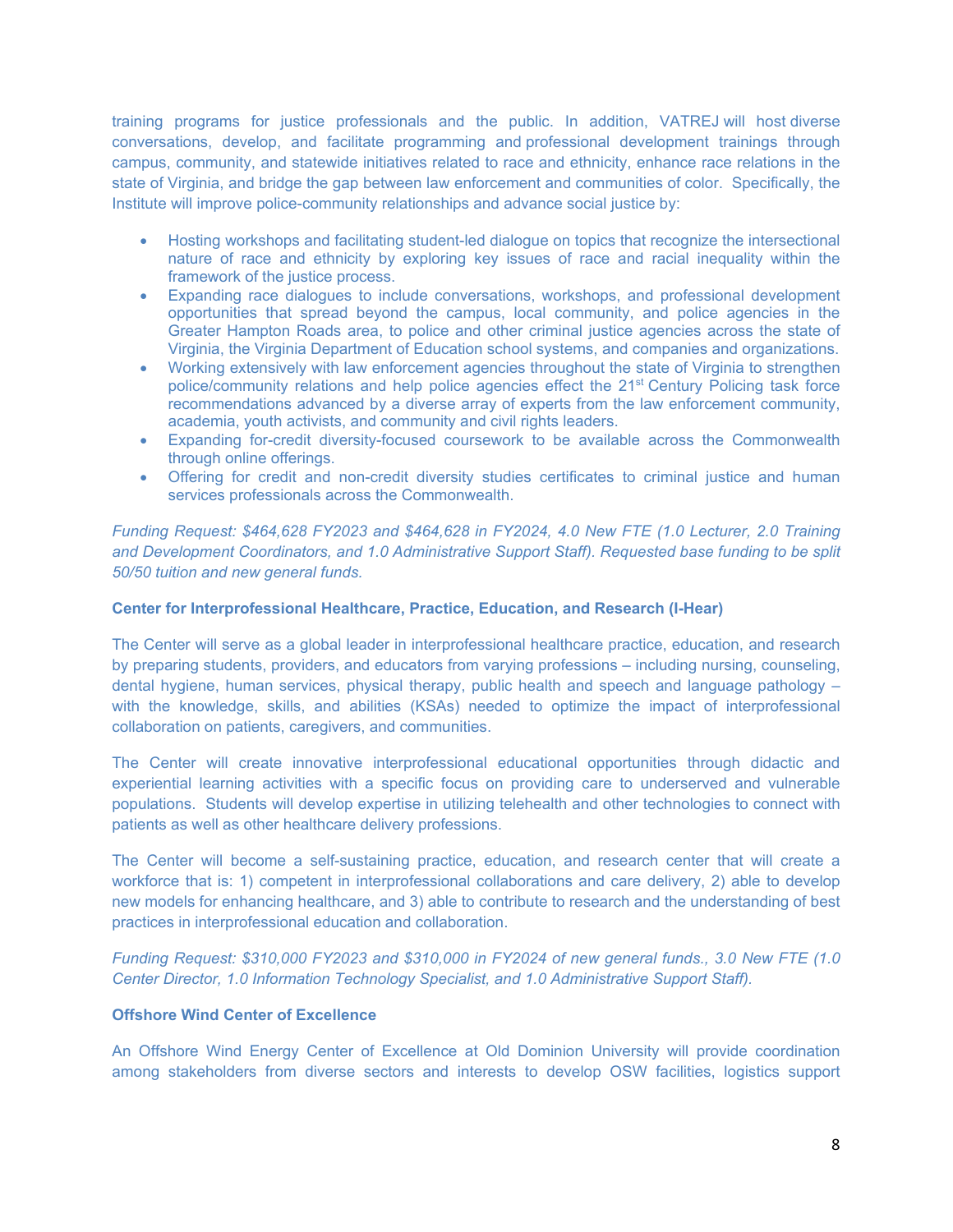training programs for justice professionals and the public. In addition, VATREJ will host diverse conversations, develop, and facilitate programming and professional development trainings through campus, community, and statewide initiatives related to race and ethnicity, enhance race relations in the state of Virginia, and bridge the gap between law enforcement and communities of color. Specifically, the Institute will improve police-community relationships and advance social justice by:

- Hosting workshops and facilitating student-led dialogue on topics that recognize the intersectional nature of race and ethnicity by exploring key issues of race and racial inequality within the framework of the justice process.
- Expanding race dialogues to include conversations, workshops, and professional development opportunities that spread beyond the campus, local community, and police agencies in the Greater Hampton Roads area, to police and other criminal justice agencies across the state of Virginia, the Virginia Department of Education school systems, and companies and organizations.
- Working extensively with law enforcement agencies throughout the state of Virginia to strengthen police/community relations and help police agencies effect the 21st Century Policing task force recommendations advanced by a diverse array of experts from the law enforcement community, academia, youth activists, and community and civil rights leaders.
- Expanding for-credit diversity-focused coursework to be available across the Commonwealth through online offerings.
- Offering for credit and non-credit diversity studies certificates to criminal justice and human services professionals across the Commonwealth.

*Funding Request: $464,628 FY2023 and $464,628 in FY2024, 4.0 New FTE (1.0 Lecturer, 2.0 Training and Development Coordinators, and 1.0 Administrative Support Staff). Requested base funding to be split 50/50 tuition and new general funds.*

**Center for Interprofessional Healthcare, Practice, Education, and Research (I-Hear)**

The Center will serve as a global leader in interprofessional healthcare practice, education, and research by preparing students, providers, and educators from varying professions – including nursing, counseling, dental hygiene, human services, physical therapy, public health and speech and language pathology – with the knowledge, skills, and abilities (KSAs) needed to optimize the impact of interprofessional collaboration on patients, caregivers, and communities.

The Center will create innovative interprofessional educational opportunities through didactic and experiential learning activities with a specific focus on providing care to underserved and vulnerable populations. Students will develop expertise in utilizing telehealth and other technologies to connect with patients as well as other healthcare delivery professions.

The Center will become a self-sustaining practice, education, and research center that will create a workforce that is: 1) competent in interprofessional collaborations and care delivery, 2) able to develop new models for enhancing healthcare, and 3) able to contribute to research and the understanding of best practices in interprofessional education and collaboration.

*Funding Request: $310,000 FY2023 and $310,000 in FY2024 of new general funds., 3.0 New FTE (1.0 Center Director, 1.0 Information Technology Specialist, and 1.0 Administrative Support Staff).*

**Offshore Wind Center of Excellence**

An Offshore Wind Energy Center of Excellence at Old Dominion University will provide coordination among stakeholders from diverse sectors and interests to develop OSW facilities, logistics support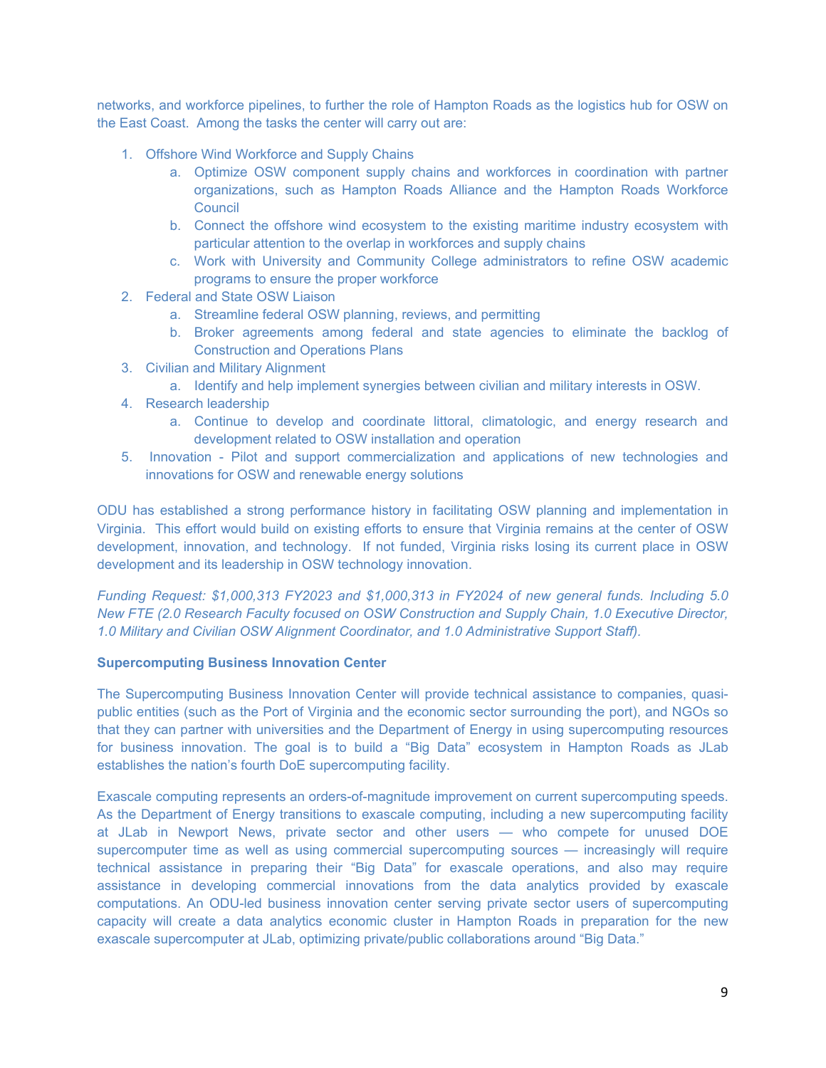networks, and workforce pipelines, to further the role of Hampton Roads as the logistics hub for OSW on the East Coast. Among the tasks the center will carry out are:

1. Offshore Wind Workforce and Supply Chains
   a. Optimize OSW component supply chains and workforces in coordination with partner organizations, such as Hampton Roads Alliance and the Hampton Roads Workforce Council
   b. Connect the offshore wind ecosystem to the existing maritime industry ecosystem with particular attention to the overlap in workforces and supply chains
   c. Work with University and Community College administrators to refine OSW academic programs to ensure the proper workforce
2. Federal and State OSW Liaison
   a. Streamline federal OSW planning, reviews, and permitting
   b. Broker agreements among federal and state agencies to eliminate the backlog of Construction and Operations Plans
3. Civilian and Military Alignment
   a. Identify and help implement synergies between civilian and military interests in OSW.
4. Research leadership
   a. Continue to develop and coordinate littoral, climatologic, and energy research and development related to OSW installation and operation
5. Innovation - Pilot and support commercialization and applications of new technologies and innovations for OSW and renewable energy solutions

ODU has established a strong performance history in facilitating OSW planning and implementation in Virginia. This effort would build on existing efforts to ensure that Virginia remains at the center of OSW development, innovation, and technology. If not funded, Virginia risks losing its current place in OSW development and its leadership in OSW technology innovation.

*Funding Request: $1,000,313 FY2023 and $1,000,313 in FY2024 of new general funds. Including 5.0 New FTE (2.0 Research Faculty focused on OSW Construction and Supply Chain, 1.0 Executive Director, 1.0 Military and Civilian OSW Alignment Coordinator, and 1.0 Administrative Support Staff).*

**Supercomputing Business Innovation Center**

The Supercomputing Business Innovation Center will provide technical assistance to companies, quasi-public entities (such as the Port of Virginia and the economic sector surrounding the port), and NGOs so that they can partner with universities and the Department of Energy in using supercomputing resources for business innovation. The goal is to build a "Big Data" ecosystem in Hampton Roads as JLab establishes the nation's fourth DoE supercomputing facility.

Exascale computing represents an orders-of-magnitude improvement on current supercomputing speeds. As the Department of Energy transitions to exascale computing, including a new supercomputing facility at JLab in Newport News, private sector and other users — who compete for unused DOE supercomputer time as well as using commercial supercomputing sources — increasingly will require technical assistance in preparing their "Big Data" for exascale operations, and also may require assistance in developing commercial innovations from the data analytics provided by exascale computations. An ODU-led business innovation center serving private sector users of supercomputing capacity will create a data analytics economic cluster in Hampton Roads in preparation for the new exascale supercomputer at JLab, optimizing private/public collaborations around "Big Data."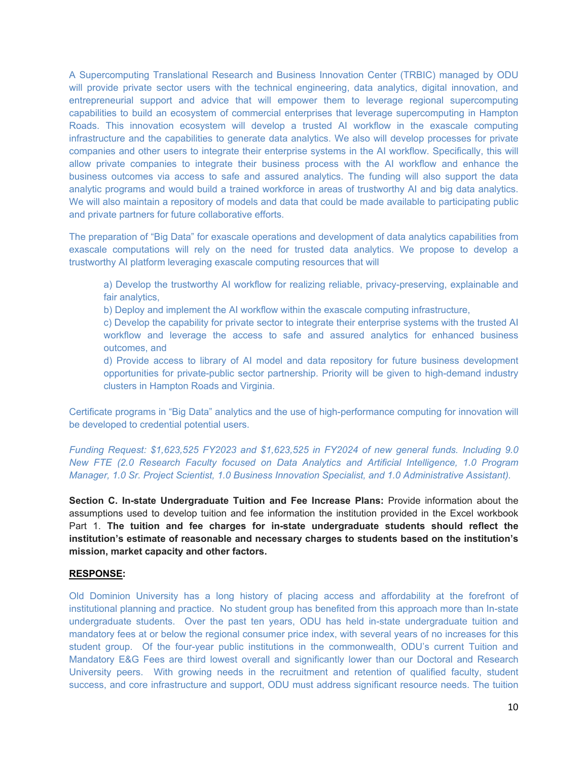A Supercomputing Translational Research and Business Innovation Center (TRBIC) managed by ODU will provide private sector users with the technical engineering, data analytics, digital innovation, and entrepreneurial support and advice that will empower them to leverage regional supercomputing capabilities to build an ecosystem of commercial enterprises that leverage supercomputing in Hampton Roads. This innovation ecosystem will develop a trusted AI workflow in the exascale computing infrastructure and the capabilities to generate data analytics. We also will develop processes for private companies and other users to integrate their enterprise systems in the AI workflow. Specifically, this will allow private companies to integrate their business process with the AI workflow and enhance the business outcomes via access to safe and assured analytics. The funding will also support the data analytic programs and would build a trained workforce in areas of trustworthy AI and big data analytics. We will also maintain a repository of models and data that could be made available to participating public and private partners for future collaborative efforts.

The preparation of "Big Data" for exascale operations and development of data analytics capabilities from exascale computations will rely on the need for trusted data analytics. We propose to develop a trustworthy AI platform leveraging exascale computing resources that will

a) Develop the trustworthy AI workflow for realizing reliable, privacy-preserving, explainable and fair analytics,
b) Deploy and implement the AI workflow within the exascale computing infrastructure,
c) Develop the capability for private sector to integrate their enterprise systems with the trusted AI workflow and leverage the access to safe and assured analytics for enhanced business outcomes, and
d) Provide access to library of AI model and data repository for future business development opportunities for private-public sector partnership. Priority will be given to high-demand industry clusters in Hampton Roads and Virginia.

Certificate programs in "Big Data" analytics and the use of high-performance computing for innovation will be developed to credential potential users.

*Funding Request: $1,623,525 FY2023 and $1,623,525 in FY2024 of new general funds. Including 9.0 New FTE (2.0 Research Faculty focused on Data Analytics and Artificial Intelligence, 1.0 Program Manager, 1.0 Sr. Project Scientist, 1.0 Business Innovation Specialist, and 1.0 Administrative Assistant).*

**Section C. In-state Undergraduate Tuition and Fee Increase Plans:** Provide information about the assumptions used to develop tuition and fee information the institution provided in the Excel workbook Part 1. **The tuition and fee charges for in-state undergraduate students should reflect the institution's estimate of reasonable and necessary charges to students based on the institution's mission, market capacity and other factors.**

**RESPONSE:**

Old Dominion University has a long history of placing access and affordability at the forefront of institutional planning and practice. No student group has benefited from this approach more than In-state undergraduate students. Over the past ten years, ODU has held in-state undergraduate tuition and mandatory fees at or below the regional consumer price index, with several years of no increases for this student group. Of the four-year public institutions in the commonwealth, ODU's current Tuition and Mandatory E&G Fees are third lowest overall and significantly lower than our Doctoral and Research University peers. With growing needs in the recruitment and retention of qualified faculty, student success, and core infrastructure and support, ODU must address significant resource needs. The tuition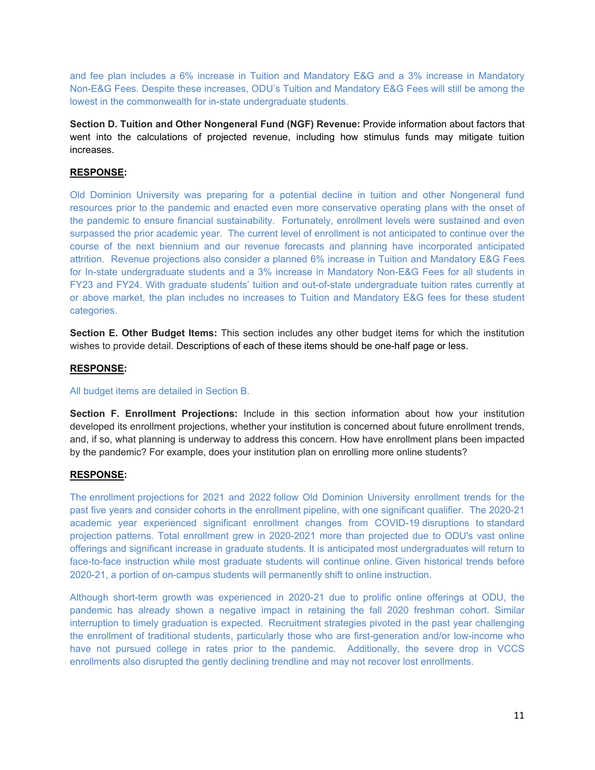and fee plan includes a 6% increase in Tuition and Mandatory E&G and a 3% increase in Mandatory Non-E&G Fees. Despite these increases, ODU's Tuition and Mandatory E&G Fees will still be among the lowest in the commonwealth for in-state undergraduate students.

**Section D. Tuition and Other Nongeneral Fund (NGF) Revenue:** Provide information about factors that went into the calculations of projected revenue, including how stimulus funds may mitigate tuition increases.

**RESPONSE:**

Old Dominion University was preparing for a potential decline in tuition and other Nongeneral fund resources prior to the pandemic and enacted even more conservative operating plans with the onset of the pandemic to ensure financial sustainability. Fortunately, enrollment levels were sustained and even surpassed the prior academic year. The current level of enrollment is not anticipated to continue over the course of the next biennium and our revenue forecasts and planning have incorporated anticipated attrition. Revenue projections also consider a planned 6% increase in Tuition and Mandatory E&G Fees for In-state undergraduate students and a 3% increase in Mandatory Non-E&G Fees for all students in FY23 and FY24. With graduate students' tuition and out-of-state undergraduate tuition rates currently at or above market, the plan includes no increases to Tuition and Mandatory E&G fees for these student categories.

**Section E. Other Budget Items:** This section includes any other budget items for which the institution wishes to provide detail. Descriptions of each of these items should be one-half page or less.

**RESPONSE:**

All budget items are detailed in Section B.

**Section F. Enrollment Projections:** Include in this section information about how your institution developed its enrollment projections, whether your institution is concerned about future enrollment trends, and, if so, what planning is underway to address this concern. How have enrollment plans been impacted by the pandemic? For example, does your institution plan on enrolling more online students?

**RESPONSE:**

The enrollment projections for 2021 and 2022 follow Old Dominion University enrollment trends for the past five years and consider cohorts in the enrollment pipeline, with one significant qualifier. The 2020-21 academic year experienced significant enrollment changes from COVID-19 disruptions to standard projection patterns. Total enrollment grew in 2020-2021 more than projected due to ODU's vast online offerings and significant increase in graduate students. It is anticipated most undergraduates will return to face-to-face instruction while most graduate students will continue online. Given historical trends before 2020-21, a portion of on-campus students will permanently shift to online instruction.

Although short-term growth was experienced in 2020-21 due to prolific online offerings at ODU, the pandemic has already shown a negative impact in retaining the fall 2020 freshman cohort. Similar interruption to timely graduation is expected. Recruitment strategies pivoted in the past year challenging the enrollment of traditional students, particularly those who are first-generation and/or low-income who have not pursued college in rates prior to the pandemic. Additionally, the severe drop in VCCS enrollments also disrupted the gently declining trendline and may not recover lost enrollments.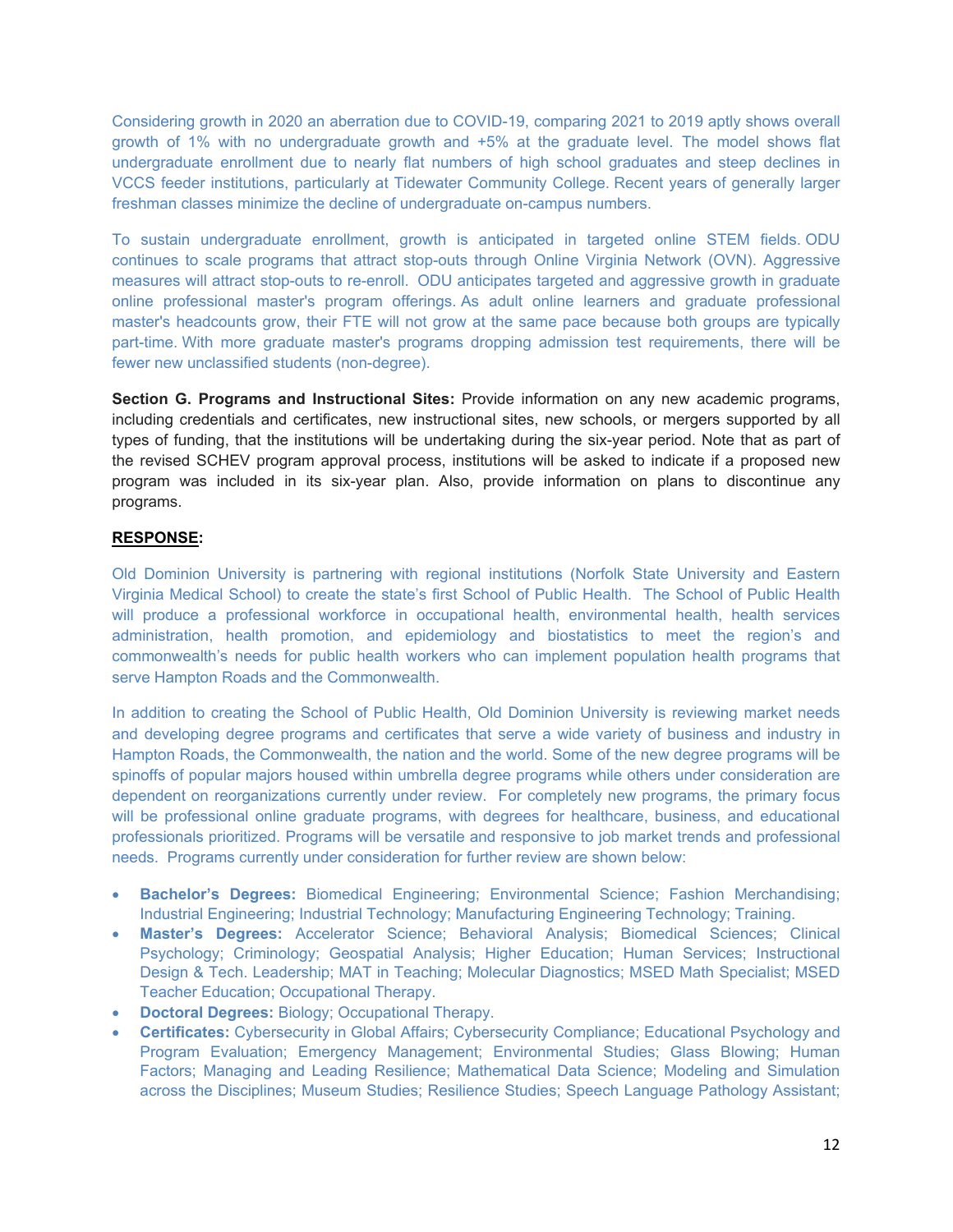Considering growth in 2020 an aberration due to COVID-19, comparing 2021 to 2019 aptly shows overall growth of 1% with no undergraduate growth and +5% at the graduate level. The model shows flat undergraduate enrollment due to nearly flat numbers of high school graduates and steep declines in VCCS feeder institutions, particularly at Tidewater Community College. Recent years of generally larger freshman classes minimize the decline of undergraduate on-campus numbers.

To sustain undergraduate enrollment, growth is anticipated in targeted online STEM fields. ODU continues to scale programs that attract stop-outs through Online Virginia Network (OVN). Aggressive measures will attract stop-outs to re-enroll. ODU anticipates targeted and aggressive growth in graduate online professional master's program offerings. As adult online learners and graduate professional master's headcounts grow, their FTE will not grow at the same pace because both groups are typically part-time. With more graduate master's programs dropping admission test requirements, there will be fewer new unclassified students (non-degree).

**Section G. Programs and Instructional Sites:** Provide information on any new academic programs, including credentials and certificates, new instructional sites, new schools, or mergers supported by all types of funding, that the institutions will be undertaking during the six-year period. Note that as part of the revised SCHEV program approval process, institutions will be asked to indicate if a proposed new program was included in its six-year plan. Also, provide information on plans to discontinue any programs.

**RESPONSE:**

Old Dominion University is partnering with regional institutions (Norfolk State University and Eastern Virginia Medical School) to create the state's first School of Public Health. The School of Public Health will produce a professional workforce in occupational health, environmental health, health services administration, health promotion, and epidemiology and biostatistics to meet the region's and commonwealth's needs for public health workers who can implement population health programs that serve Hampton Roads and the Commonwealth.

In addition to creating the School of Public Health, Old Dominion University is reviewing market needs and developing degree programs and certificates that serve a wide variety of business and industry in Hampton Roads, the Commonwealth, the nation and the world. Some of the new degree programs will be spinoffs of popular majors housed within umbrella degree programs while others under consideration are dependent on reorganizations currently under review. For completely new programs, the primary focus will be professional online graduate programs, with degrees for healthcare, business, and educational professionals prioritized. Programs will be versatile and responsive to job market trends and professional needs. Programs currently under consideration for further review are shown below:

- **Bachelor's Degrees:** Biomedical Engineering; Environmental Science; Fashion Merchandising; Industrial Engineering; Industrial Technology; Manufacturing Engineering Technology; Training.
- **Master's Degrees:** Accelerator Science; Behavioral Analysis; Biomedical Sciences; Clinical Psychology; Criminology; Geospatial Analysis; Higher Education; Human Services; Instructional Design & Tech. Leadership; MAT in Teaching; Molecular Diagnostics; MSED Math Specialist; MSED Teacher Education; Occupational Therapy.
- **Doctoral Degrees:** Biology; Occupational Therapy.
- **Certificates:** Cybersecurity in Global Affairs; Cybersecurity Compliance; Educational Psychology and Program Evaluation; Emergency Management; Environmental Studies; Glass Blowing; Human Factors; Managing and Leading Resilience; Mathematical Data Science; Modeling and Simulation across the Disciplines; Museum Studies; Resilience Studies; Speech Language Pathology Assistant;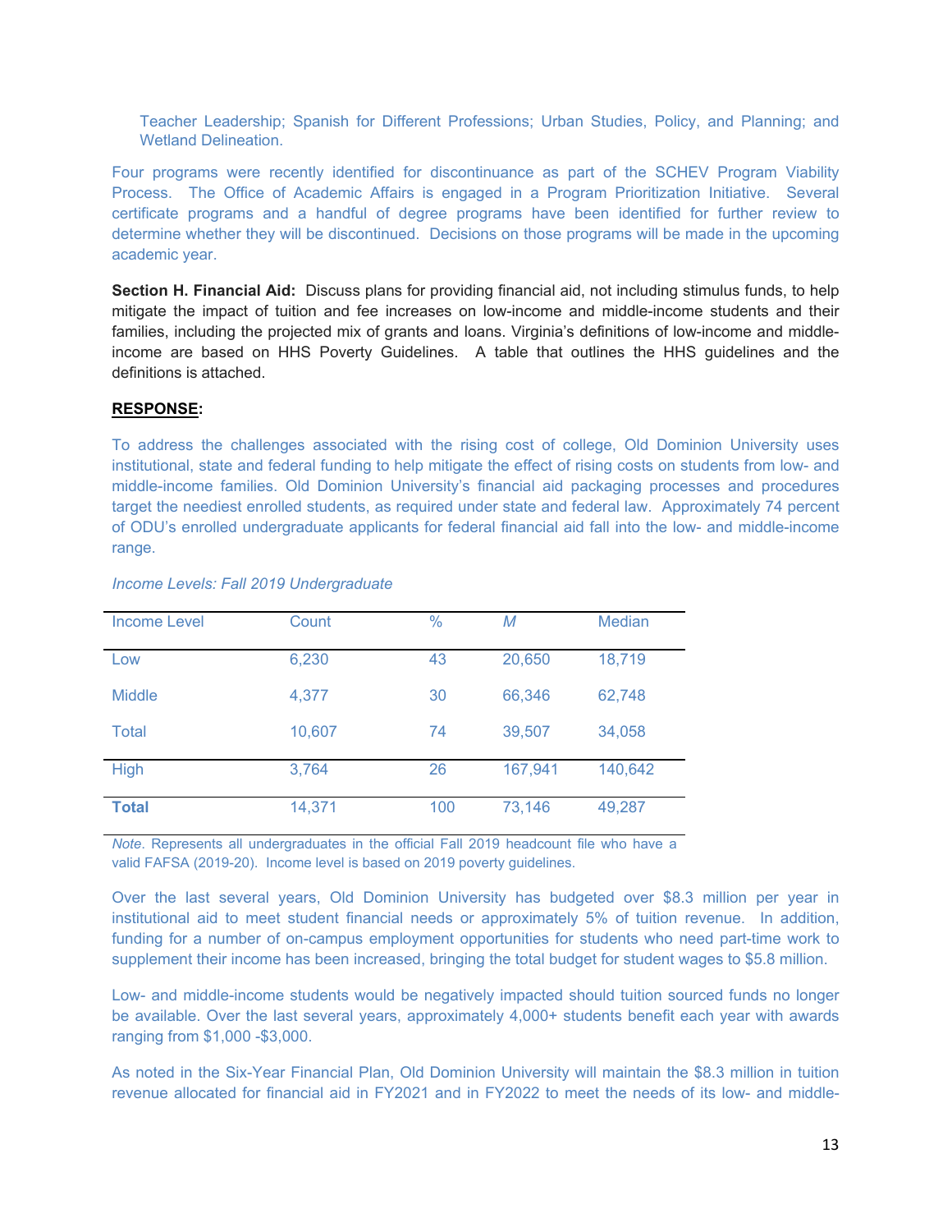Teacher Leadership; Spanish for Different Professions; Urban Studies, Policy, and Planning; and Wetland Delineation.

Four programs were recently identified for discontinuance as part of the SCHEV Program Viability Process. The Office of Academic Affairs is engaged in a Program Prioritization Initiative. Several certificate programs and a handful of degree programs have been identified for further review to determine whether they will be discontinued. Decisions on those programs will be made in the upcoming academic year.

**Section H. Financial Aid:** Discuss plans for providing financial aid, not including stimulus funds, to help mitigate the impact of tuition and fee increases on low-income and middle-income students and their families, including the projected mix of grants and loans. Virginia's definitions of low-income and middle-income are based on HHS Poverty Guidelines. A table that outlines the HHS guidelines and the definitions is attached.

**RESPONSE:**

To address the challenges associated with the rising cost of college, Old Dominion University uses institutional, state and federal funding to help mitigate the effect of rising costs on students from low- and middle-income families. Old Dominion University's financial aid packaging processes and procedures target the neediest enrolled students, as required under state and federal law. Approximately 74 percent of ODU's enrolled undergraduate applicants for federal financial aid fall into the low- and middle-income range.

*Income Levels: Fall 2019 Undergraduate*

| Income Level | Count | % | *M* | Median |
|---|---|---|---|---|
| Low | 6,230 | 43 | 20,650 | 18,719 |
| Middle | 4,377 | 30 | 66,346 | 62,748 |
| Total | 10,607 | 74 | 39,507 | 34,058 |
| High | 3,764 | 26 | 167,941 | 140,642 |
| **Total** | 14,371 | 100 | 73,146 | 49,287 |

*Note.* Represents all undergraduates in the official Fall 2019 headcount file who have a valid FAFSA (2019-20). Income level is based on 2019 poverty guidelines.

Over the last several years, Old Dominion University has budgeted over $8.3 million per year in institutional aid to meet student financial needs or approximately 5% of tuition revenue. In addition, funding for a number of on-campus employment opportunities for students who need part-time work to supplement their income has been increased, bringing the total budget for student wages to $5.8 million.

Low- and middle-income students would be negatively impacted should tuition sourced funds no longer be available. Over the last several years, approximately 4,000+ students benefit each year with awards ranging from $1,000 -$3,000.

As noted in the Six-Year Financial Plan, Old Dominion University will maintain the $8.3 million in tuition revenue allocated for financial aid in FY2021 and in FY2022 to meet the needs of its low- and middle-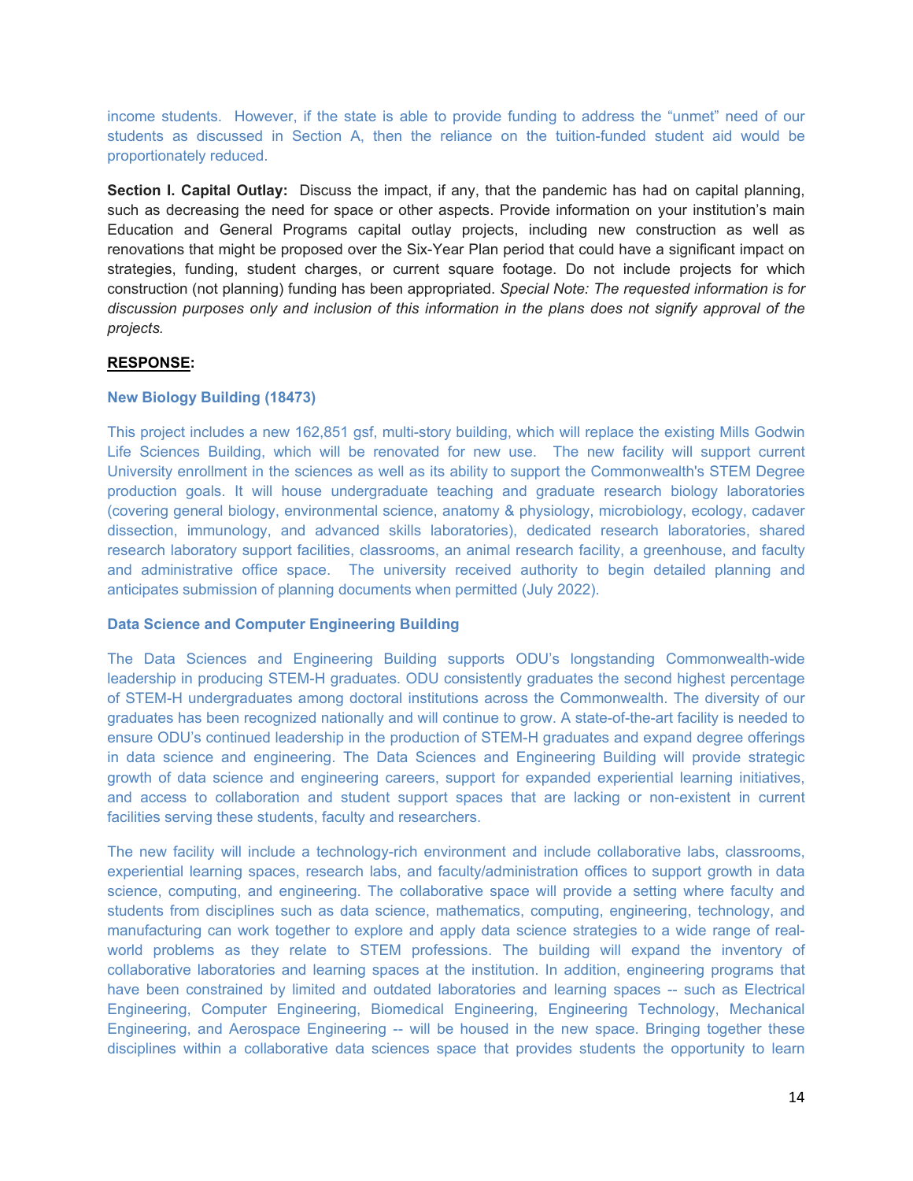income students. However, if the state is able to provide funding to address the "unmet" need of our students as discussed in Section A, then the reliance on the tuition-funded student aid would be proportionately reduced.

**Section I. Capital Outlay:** Discuss the impact, if any, that the pandemic has had on capital planning, such as decreasing the need for space or other aspects. Provide information on your institution's main Education and General Programs capital outlay projects, including new construction as well as renovations that might be proposed over the Six-Year Plan period that could have a significant impact on strategies, funding, student charges, or current square footage. Do not include projects for which construction (not planning) funding has been appropriated. *Special Note: The requested information is for discussion purposes only and inclusion of this information in the plans does not signify approval of the projects.*

**RESPONSE:**

**New Biology Building (18473)**

This project includes a new 162,851 gsf, multi-story building, which will replace the existing Mills Godwin Life Sciences Building, which will be renovated for new use. The new facility will support current University enrollment in the sciences as well as its ability to support the Commonwealth's STEM Degree production goals. It will house undergraduate teaching and graduate research biology laboratories (covering general biology, environmental science, anatomy & physiology, microbiology, ecology, cadaver dissection, immunology, and advanced skills laboratories), dedicated research laboratories, shared research laboratory support facilities, classrooms, an animal research facility, a greenhouse, and faculty and administrative office space. The university received authority to begin detailed planning and anticipates submission of planning documents when permitted (July 2022).

**Data Science and Computer Engineering Building**

The Data Sciences and Engineering Building supports ODU's longstanding Commonwealth-wide leadership in producing STEM-H graduates. ODU consistently graduates the second highest percentage of STEM-H undergraduates among doctoral institutions across the Commonwealth. The diversity of our graduates has been recognized nationally and will continue to grow. A state-of-the-art facility is needed to ensure ODU's continued leadership in the production of STEM-H graduates and expand degree offerings in data science and engineering. The Data Sciences and Engineering Building will provide strategic growth of data science and engineering careers, support for expanded experiential learning initiatives, and access to collaboration and student support spaces that are lacking or non-existent in current facilities serving these students, faculty and researchers.

The new facility will include a technology-rich environment and include collaborative labs, classrooms, experiential learning spaces, research labs, and faculty/administration offices to support growth in data science, computing, and engineering. The collaborative space will provide a setting where faculty and students from disciplines such as data science, mathematics, computing, engineering, technology, and manufacturing can work together to explore and apply data science strategies to a wide range of real-world problems as they relate to STEM professions. The building will expand the inventory of collaborative laboratories and learning spaces at the institution. In addition, engineering programs that have been constrained by limited and outdated laboratories and learning spaces -- such as Electrical Engineering, Computer Engineering, Biomedical Engineering, Engineering Technology, Mechanical Engineering, and Aerospace Engineering -- will be housed in the new space. Bringing together these disciplines within a collaborative data sciences space that provides students the opportunity to learn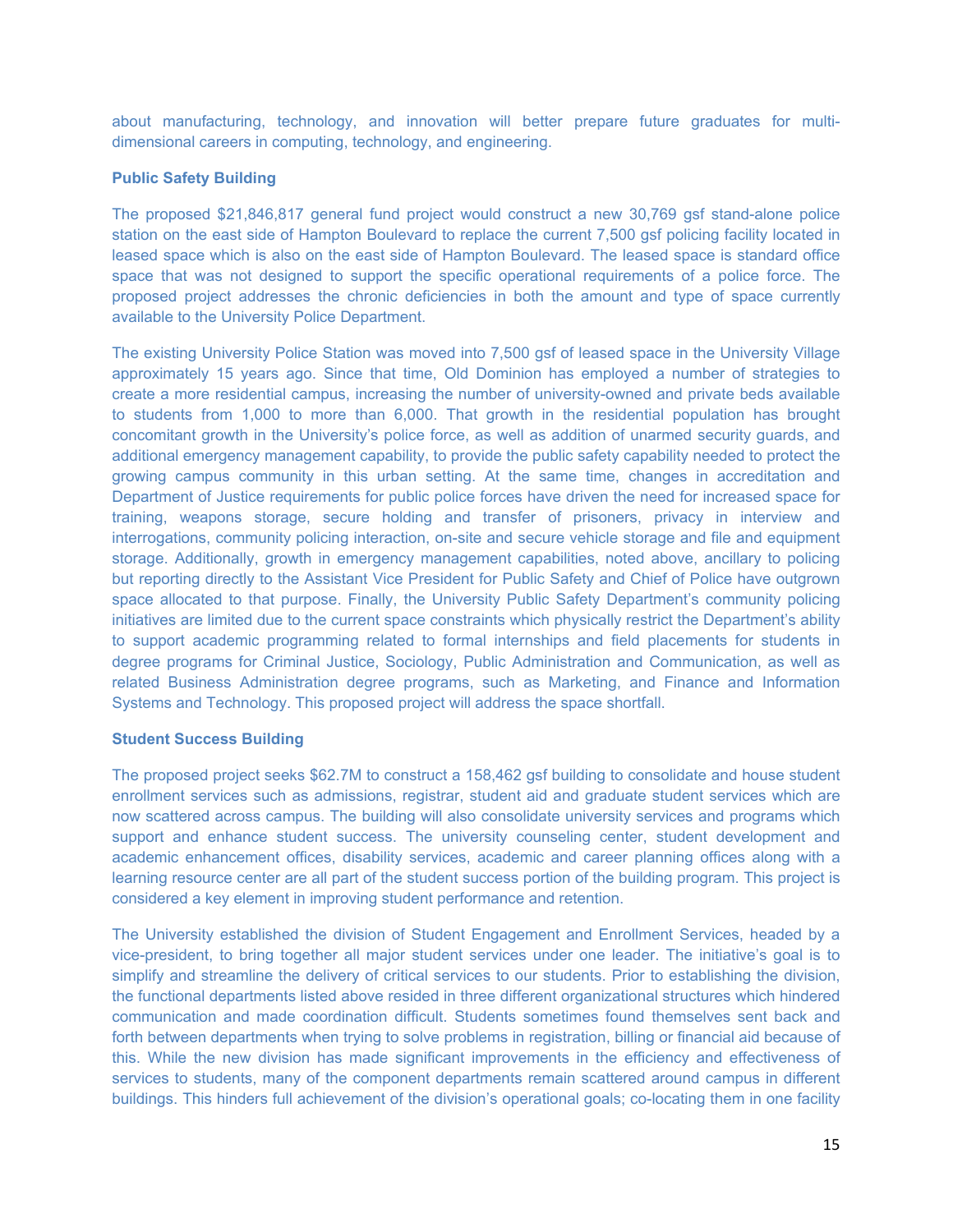about manufacturing, technology, and innovation will better prepare future graduates for multi-dimensional careers in computing, technology, and engineering.

**Public Safety Building**

The proposed $21,846,817 general fund project would construct a new 30,769 gsf stand-alone police station on the east side of Hampton Boulevard to replace the current 7,500 gsf policing facility located in leased space which is also on the east side of Hampton Boulevard. The leased space is standard office space that was not designed to support the specific operational requirements of a police force. The proposed project addresses the chronic deficiencies in both the amount and type of space currently available to the University Police Department.

The existing University Police Station was moved into 7,500 gsf of leased space in the University Village approximately 15 years ago. Since that time, Old Dominion has employed a number of strategies to create a more residential campus, increasing the number of university-owned and private beds available to students from 1,000 to more than 6,000. That growth in the residential population has brought concomitant growth in the University's police force, as well as addition of unarmed security guards, and additional emergency management capability, to provide the public safety capability needed to protect the growing campus community in this urban setting. At the same time, changes in accreditation and Department of Justice requirements for public police forces have driven the need for increased space for training, weapons storage, secure holding and transfer of prisoners, privacy in interview and interrogations, community policing interaction, on-site and secure vehicle storage and file and equipment storage. Additionally, growth in emergency management capabilities, noted above, ancillary to policing but reporting directly to the Assistant Vice President for Public Safety and Chief of Police have outgrown space allocated to that purpose. Finally, the University Public Safety Department's community policing initiatives are limited due to the current space constraints which physically restrict the Department's ability to support academic programming related to formal internships and field placements for students in degree programs for Criminal Justice, Sociology, Public Administration and Communication, as well as related Business Administration degree programs, such as Marketing, and Finance and Information Systems and Technology. This proposed project will address the space shortfall.

**Student Success Building**

The proposed project seeks $62.7M to construct a 158,462 gsf building to consolidate and house student enrollment services such as admissions, registrar, student aid and graduate student services which are now scattered across campus. The building will also consolidate university services and programs which support and enhance student success. The university counseling center, student development and academic enhancement offices, disability services, academic and career planning offices along with a learning resource center are all part of the student success portion of the building program. This project is considered a key element in improving student performance and retention.

The University established the division of Student Engagement and Enrollment Services, headed by a vice-president, to bring together all major student services under one leader. The initiative's goal is to simplify and streamline the delivery of critical services to our students. Prior to establishing the division, the functional departments listed above resided in three different organizational structures which hindered communication and made coordination difficult. Students sometimes found themselves sent back and forth between departments when trying to solve problems in registration, billing or financial aid because of this. While the new division has made significant improvements in the efficiency and effectiveness of services to students, many of the component departments remain scattered around campus in different buildings. This hinders full achievement of the division's operational goals; co-locating them in one facility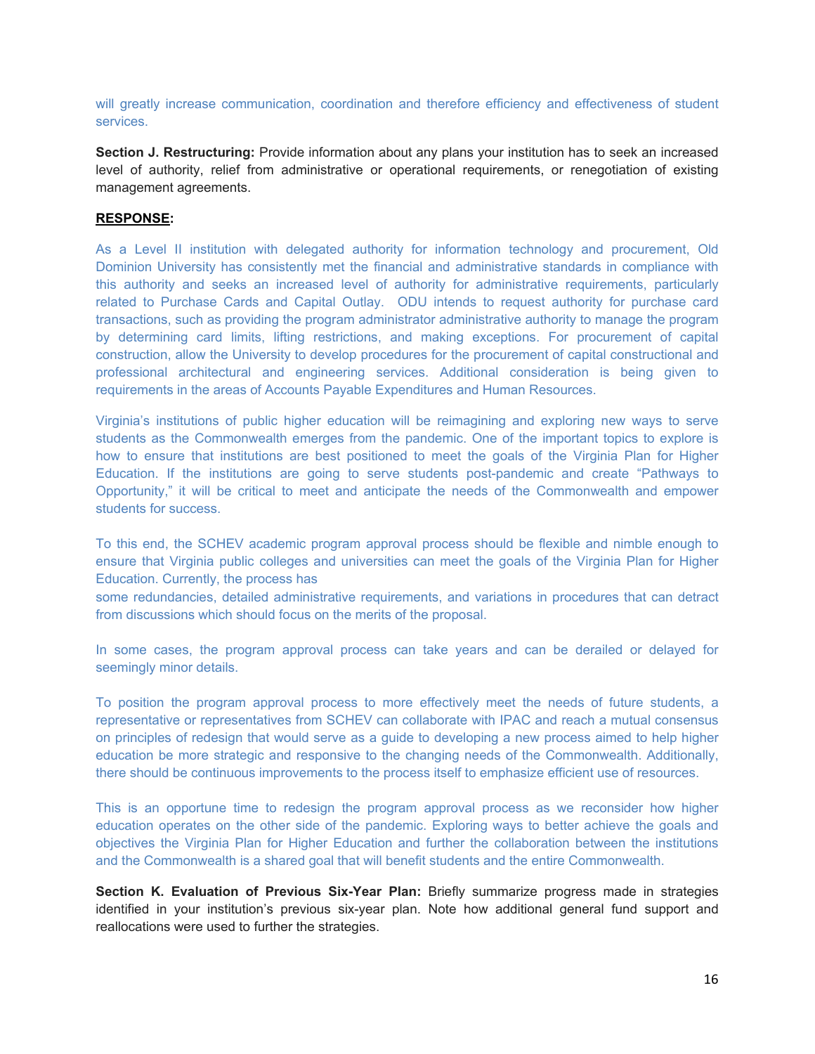will greatly increase communication, coordination and therefore efficiency and effectiveness of student services.

**Section J. Restructuring:** Provide information about any plans your institution has to seek an increased level of authority, relief from administrative or operational requirements, or renegotiation of existing management agreements.

**<u>RESPONSE</u>:**

As a Level II institution with delegated authority for information technology and procurement, Old Dominion University has consistently met the financial and administrative standards in compliance with this authority and seeks an increased level of authority for administrative requirements, particularly related to Purchase Cards and Capital Outlay. ODU intends to request authority for purchase card transactions, such as providing the program administrator administrative authority to manage the program by determining card limits, lifting restrictions, and making exceptions. For procurement of capital construction, allow the University to develop procedures for the procurement of capital constructional and professional architectural and engineering services. Additional consideration is being given to requirements in the areas of Accounts Payable Expenditures and Human Resources.

Virginia's institutions of public higher education will be reimagining and exploring new ways to serve students as the Commonwealth emerges from the pandemic. One of the important topics to explore is how to ensure that institutions are best positioned to meet the goals of the Virginia Plan for Higher Education. If the institutions are going to serve students post-pandemic and create "Pathways to Opportunity," it will be critical to meet and anticipate the needs of the Commonwealth and empower students for success.

To this end, the SCHEV academic program approval process should be flexible and nimble enough to ensure that Virginia public colleges and universities can meet the goals of the Virginia Plan for Higher Education. Currently, the process has some redundancies, detailed administrative requirements, and variations in procedures that can detract from discussions which should focus on the merits of the proposal.

In some cases, the program approval process can take years and can be derailed or delayed for seemingly minor details.

To position the program approval process to more effectively meet the needs of future students, a representative or representatives from SCHEV can collaborate with IPAC and reach a mutual consensus on principles of redesign that would serve as a guide to developing a new process aimed to help higher education be more strategic and responsive to the changing needs of the Commonwealth. Additionally, there should be continuous improvements to the process itself to emphasize efficient use of resources.

This is an opportune time to redesign the program approval process as we reconsider how higher education operates on the other side of the pandemic. Exploring ways to better achieve the goals and objectives the Virginia Plan for Higher Education and further the collaboration between the institutions and the Commonwealth is a shared goal that will benefit students and the entire Commonwealth.

**Section K. Evaluation of Previous Six-Year Plan:** Briefly summarize progress made in strategies identified in your institution's previous six-year plan. Note how additional general fund support and reallocations were used to further the strategies.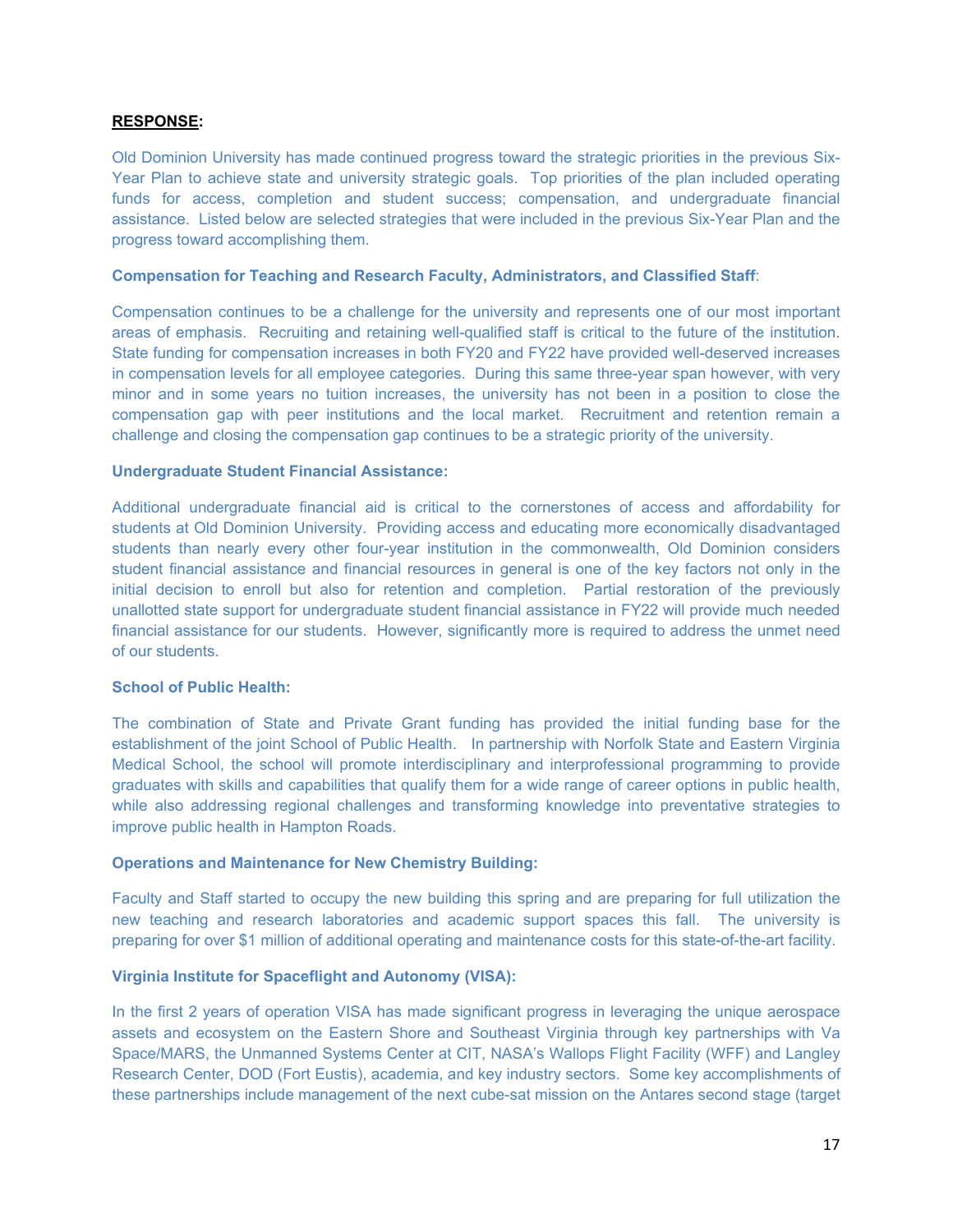**<u>RESPONSE</u>:**

Old Dominion University has made continued progress toward the strategic priorities in the previous Six-Year Plan to achieve state and university strategic goals. Top priorities of the plan included operating funds for access, completion and student success; compensation, and undergraduate financial assistance. Listed below are selected strategies that were included in the previous Six-Year Plan and the progress toward accomplishing them.

**Compensation for Teaching and Research Faculty, Administrators, and Classified Staff**:

Compensation continues to be a challenge for the university and represents one of our most important areas of emphasis. Recruiting and retaining well-qualified staff is critical to the future of the institution. State funding for compensation increases in both FY20 and FY22 have provided well-deserved increases in compensation levels for all employee categories. During this same three-year span however, with very minor and in some years no tuition increases, the university has not been in a position to close the compensation gap with peer institutions and the local market. Recruitment and retention remain a challenge and closing the compensation gap continues to be a strategic priority of the university.

**Undergraduate Student Financial Assistance:**

Additional undergraduate financial aid is critical to the cornerstones of access and affordability for students at Old Dominion University. Providing access and educating more economically disadvantaged students than nearly every other four-year institution in the commonwealth, Old Dominion considers student financial assistance and financial resources in general is one of the key factors not only in the initial decision to enroll but also for retention and completion. Partial restoration of the previously unallotted state support for undergraduate student financial assistance in FY22 will provide much needed financial assistance for our students. However, significantly more is required to address the unmet need of our students.

**School of Public Health:**

The combination of State and Private Grant funding has provided the initial funding base for the establishment of the joint School of Public Health. In partnership with Norfolk State and Eastern Virginia Medical School, the school will promote interdisciplinary and interprofessional programming to provide graduates with skills and capabilities that qualify them for a wide range of career options in public health, while also addressing regional challenges and transforming knowledge into preventative strategies to improve public health in Hampton Roads.

**Operations and Maintenance for New Chemistry Building:**

Faculty and Staff started to occupy the new building this spring and are preparing for full utilization the new teaching and research laboratories and academic support spaces this fall. The university is preparing for over $1 million of additional operating and maintenance costs for this state-of-the-art facility.

**Virginia Institute for Spaceflight and Autonomy (VISA):**

In the first 2 years of operation VISA has made significant progress in leveraging the unique aerospace assets and ecosystem on the Eastern Shore and Southeast Virginia through key partnerships with Va Space/MARS, the Unmanned Systems Center at CIT, NASA's Wallops Flight Facility (WFF) and Langley Research Center, DOD (Fort Eustis), academia, and key industry sectors. Some key accomplishments of these partnerships include management of the next cube-sat mission on the Antares second stage (target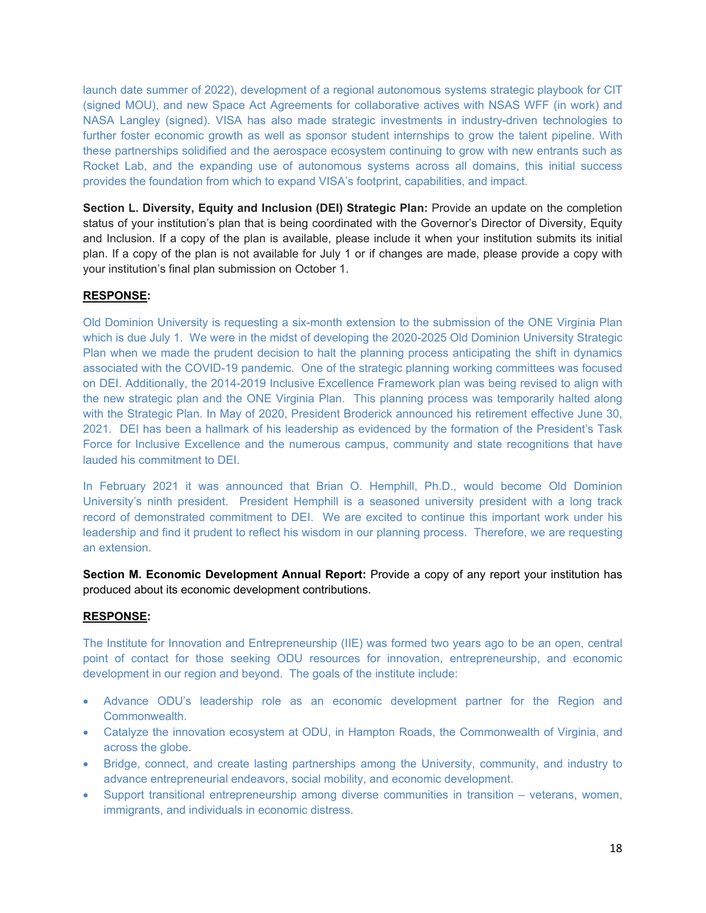launch date summer of 2022), development of a regional autonomous systems strategic playbook for CIT (signed MOU), and new Space Act Agreements for collaborative actives with NSAS WFF (in work) and NASA Langley (signed). VISA has also made strategic investments in industry-driven technologies to further foster economic growth as well as sponsor student internships to grow the talent pipeline. With these partnerships solidified and the aerospace ecosystem continuing to grow with new entrants such as Rocket Lab, and the expanding use of autonomous systems across all domains, this initial success provides the foundation from which to expand VISA's footprint, capabilities, and impact.

**Section L. Diversity, Equity and Inclusion (DEI) Strategic Plan:** Provide an update on the completion status of your institution's plan that is being coordinated with the Governor's Director of Diversity, Equity and Inclusion. If a copy of the plan is available, please include it when your institution submits its initial plan. If a copy of the plan is not available for July 1 or if changes are made, please provide a copy with your institution's final plan submission on October 1.

**<u>RESPONSE</u>:**

Old Dominion University is requesting a six-month extension to the submission of the ONE Virginia Plan which is due July 1. We were in the midst of developing the 2020-2025 Old Dominion University Strategic Plan when we made the prudent decision to halt the planning process anticipating the shift in dynamics associated with the COVID-19 pandemic. One of the strategic planning working committees was focused on DEI. Additionally, the 2014-2019 Inclusive Excellence Framework plan was being revised to align with the new strategic plan and the ONE Virginia Plan. This planning process was temporarily halted along with the Strategic Plan. In May of 2020, President Broderick announced his retirement effective June 30, 2021. DEI has been a hallmark of his leadership as evidenced by the formation of the President's Task Force for Inclusive Excellence and the numerous campus, community and state recognitions that have lauded his commitment to DEI.

In February 2021 it was announced that Brian O. Hemphill, Ph.D., would become Old Dominion University's ninth president. President Hemphill is a seasoned university president with a long track record of demonstrated commitment to DEI. We are excited to continue this important work under his leadership and find it prudent to reflect his wisdom in our planning process. Therefore, we are requesting an extension.

**Section M. Economic Development Annual Report:** Provide a copy of any report your institution has produced about its economic development contributions.

**<u>RESPONSE</u>:**

The Institute for Innovation and Entrepreneurship (IIE) was formed two years ago to be an open, central point of contact for those seeking ODU resources for innovation, entrepreneurship, and economic development in our region and beyond. The goals of the institute include:

- Advance ODU's leadership role as an economic development partner for the Region and Commonwealth.
- Catalyze the innovation ecosystem at ODU, in Hampton Roads, the Commonwealth of Virginia, and across the globe.
- Bridge, connect, and create lasting partnerships among the University, community, and industry to advance entrepreneurial endeavors, social mobility, and economic development.
- Support transitional entrepreneurship among diverse communities in transition – veterans, women, immigrants, and individuals in economic distress.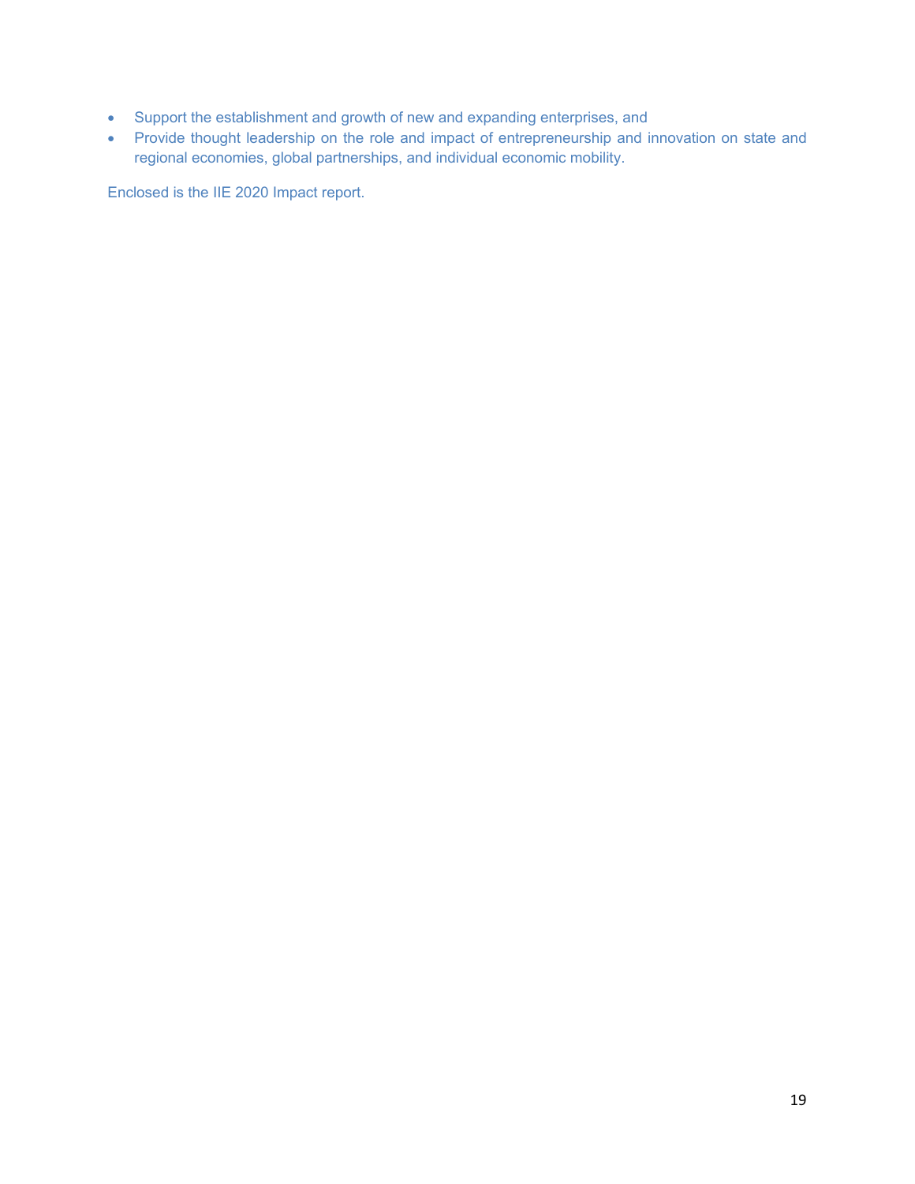- Support the establishment and growth of new and expanding enterprises, and
- Provide thought leadership on the role and impact of entrepreneurship and innovation on state and regional economies, global partnerships, and individual economic mobility.

Enclosed is the IIE 2020 Impact report.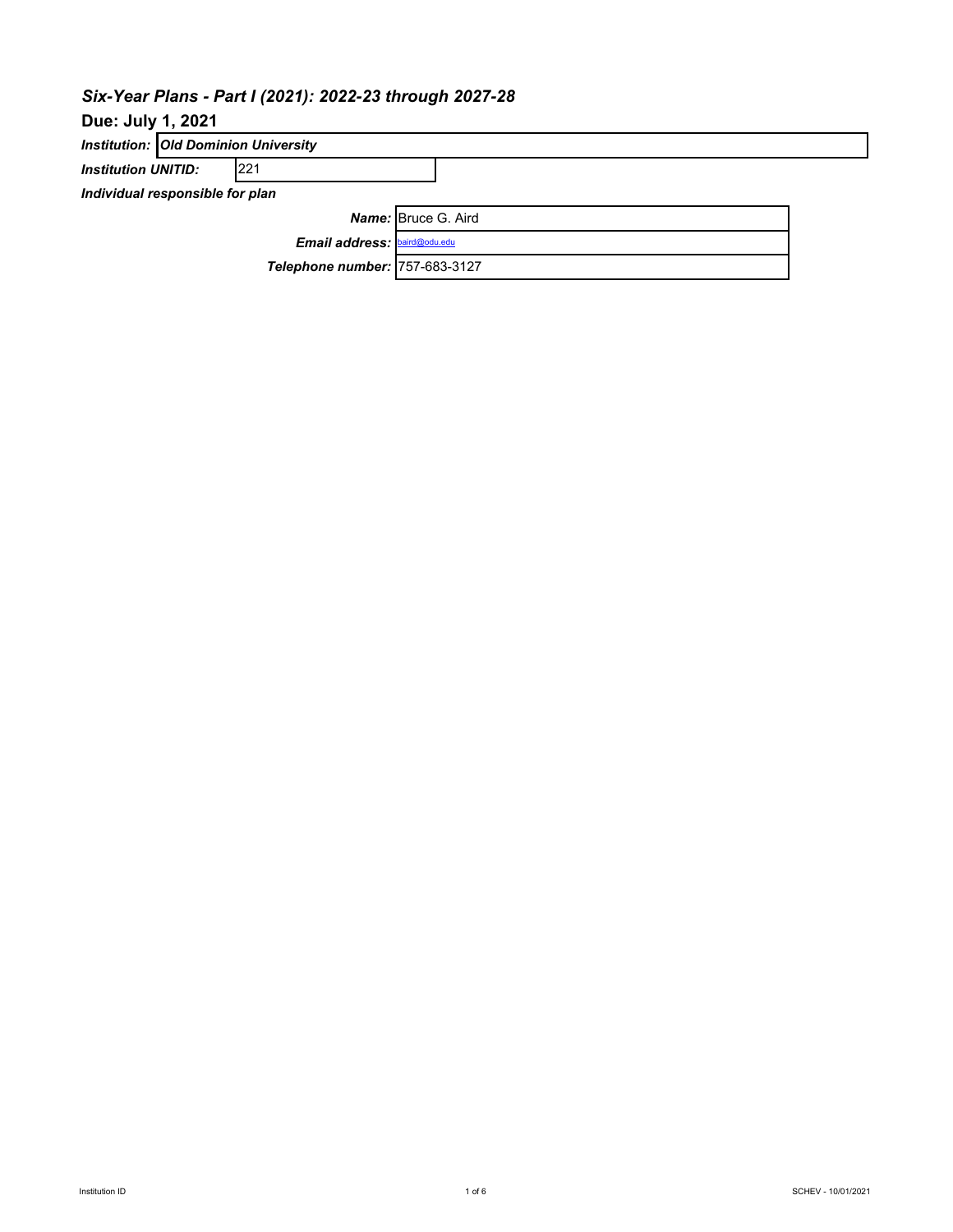## *Six-Year Plans - Part I (2021): 2022-23 through 2027-28*

**Due: July 1, 2021**

| | |
|---|---|
| ***Institution:*** | ***Old Dominion University*** |
| ***Institution UNITID:*** | 221 |

***Individual responsible for plan***

| | |
|---|---|
| ***Name:*** | Bruce G. Aird |
| ***Email address:*** | baird@odu.edu |
| ***Telephone number:*** | 757-683-3127 |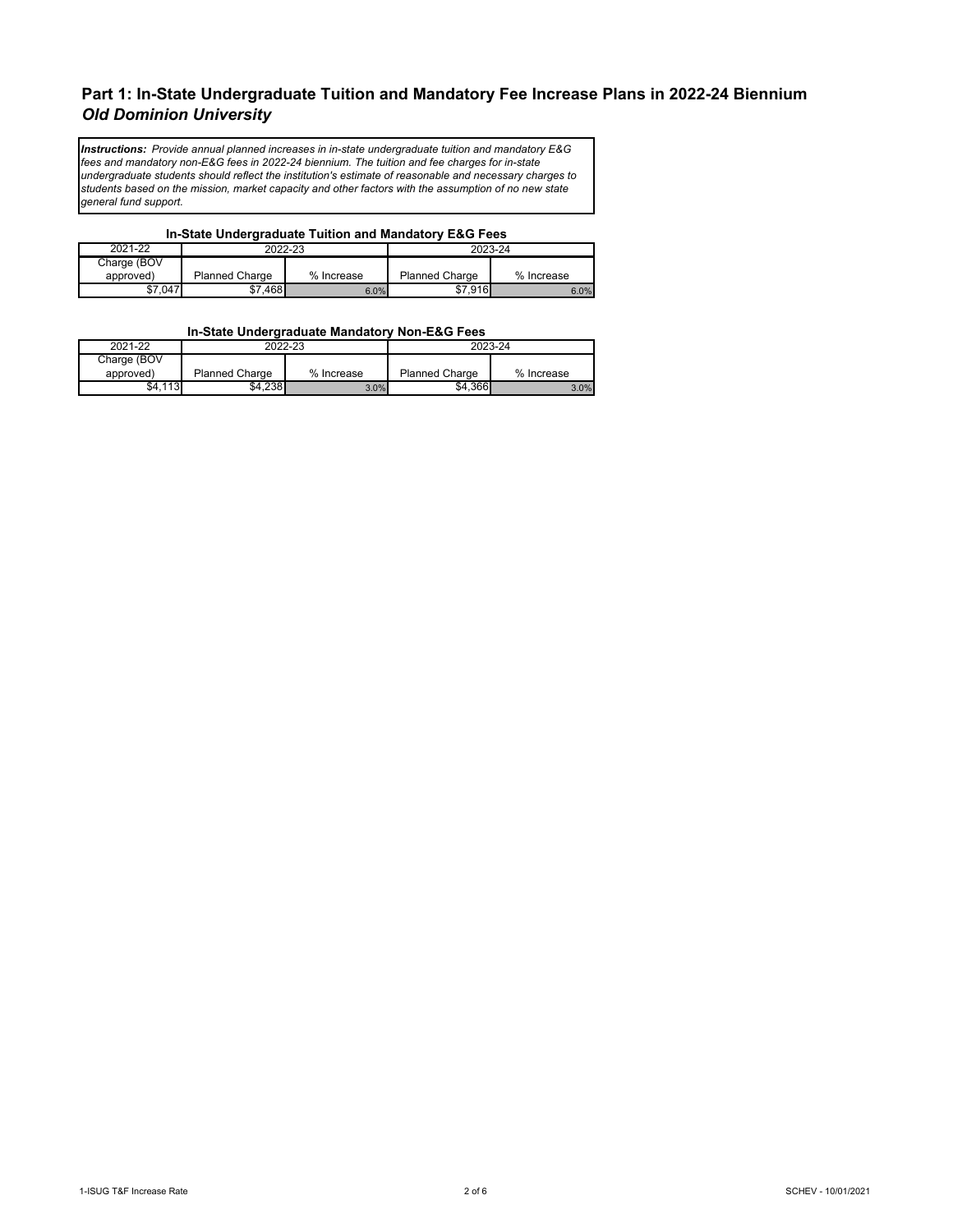# Part 1: In-State Undergraduate Tuition and Mandatory Fee Increase Plans in 2022-24 Biennium

## *Old Dominion University*

***Instructions:*** *Provide annual planned increases in in-state undergraduate tuition and mandatory E&G fees and mandatory non-E&G fees in 2022-24 biennium. The tuition and fee charges for in-state undergraduate students should reflect the institution's estimate of reasonable and necessary charges to students based on the mission, market capacity and other factors with the assumption of no new state general fund support.*

### In-State Undergraduate Tuition and Mandatory E&G Fees

| 2021-22 | 2022-23 | | 2023-24 | |
|---|---|---|---|---|
| Charge (BOV approved) | Planned Charge | % Increase | Planned Charge | % Increase |
| $7,047 | $7,468 | 6.0% | $7,916 | 6.0% |

### In-State Undergraduate Mandatory Non-E&G Fees

| 2021-22 | 2022-23 | | 2023-24 | |
|---|---|---|---|---|
| Charge (BOV approved) | Planned Charge | % Increase | Planned Charge | % Increase |
| $4,113 | $4,238 | 3.0% | $4,366 | 3.0% |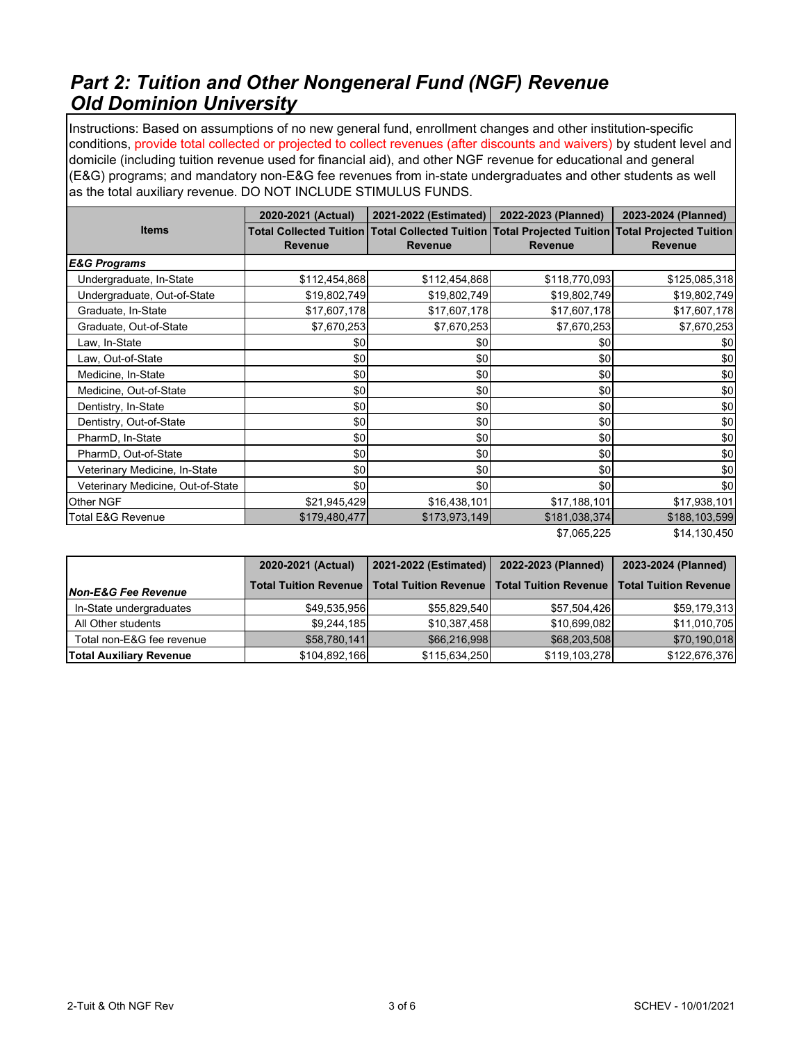# *Part 2: Tuition and Other Nongeneral Fund (NGF) Revenue*
## *Old Dominion University*

Instructions: Based on assumptions of no new general fund, enrollment changes and other institution-specific conditions, provide total collected or projected to collect revenues (after discounts and waivers) by student level and domicile (including tuition revenue used for financial aid), and other NGF revenue for educational and general (E&G) programs; and mandatory non-E&G fee revenues from in-state undergraduates and other students as well as the total auxiliary revenue. DO NOT INCLUDE STIMULUS FUNDS.

| Items | 2020-2021 (Actual) | 2021-2022 (Estimated) | 2022-2023 (Planned) | 2023-2024 (Planned) |
|---|---|---|---|---|
| | Total Collected Tuition Revenue | Total Collected Tuition Revenue | Total Projected Tuition Revenue | Total Projected Tuition Revenue |
| ***E&G Programs*** | | | | |
| Undergraduate, In-State | $112,454,868 | $112,454,868 | $118,770,093 | $125,085,318 |
| Undergraduate, Out-of-State | $19,802,749 | $19,802,749 | $19,802,749 | $19,802,749 |
| Graduate, In-State | $17,607,178 | $17,607,178 | $17,607,178 | $17,607,178 |
| Graduate, Out-of-State | $7,670,253 | $7,670,253 | $7,670,253 | $7,670,253 |
| Law, In-State | $0 | $0 | $0 | $0 |
| Law, Out-of-State | $0 | $0 | $0 | $0 |
| Medicine, In-State | $0 | $0 | $0 | $0 |
| Medicine, Out-of-State | $0 | $0 | $0 | $0 |
| Dentistry, In-State | $0 | $0 | $0 | $0 |
| Dentistry, Out-of-State | $0 | $0 | $0 | $0 |
| PharmD, In-State | $0 | $0 | $0 | $0 |
| PharmD, Out-of-State | $0 | $0 | $0 | $0 |
| Veterinary Medicine, In-State | $0 | $0 | $0 | $0 |
| Veterinary Medicine, Out-of-State | $0 | $0 | $0 | $0 |
| Other NGF | $21,945,429 | $16,438,101 | $17,188,101 | $17,938,101 |
| Total E&G Revenue | $179,480,477 | $173,973,149 | $181,038,374 | $188,103,599 |
| | | | $7,065,225 | $14,130,450 |

| ***Non-E&G Fee Revenue*** | 2020-2021 (Actual) | 2021-2022 (Estimated) | 2022-2023 (Planned) | 2023-2024 (Planned) |
|---|---|---|---|---|
| | Total Tuition Revenue | Total Tuition Revenue | Total Tuition Revenue | Total Tuition Revenue |
| In-State undergraduates | $49,535,956 | $55,829,540 | $57,504,426 | $59,179,313 |
| All Other students | $9,244,185 | $10,387,458 | $10,699,082 | $11,010,705 |
| Total non-E&G fee revenue | $58,780,141 | $66,216,998 | $68,203,508 | $70,190,018 |
| **Total Auxiliary Revenue** | $104,892,166 | $115,634,250 | $119,103,278 | $122,676,376 |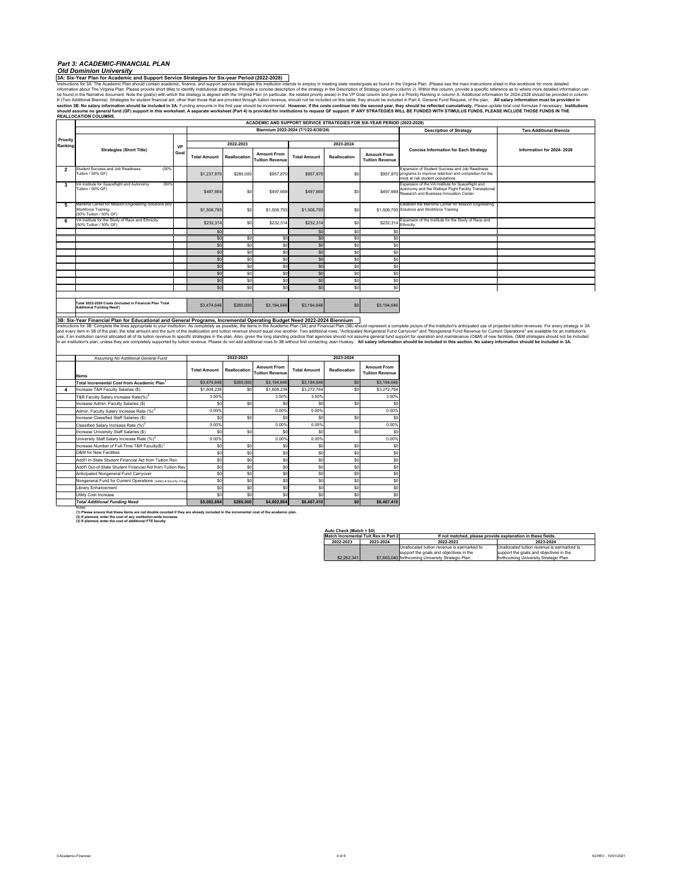# Part 3: ACADEMIC-FINANCIAL PLAN

## Old Dominion University

### 3A: Six-Year Plan for Academic and Support Service Strategies for Six-year Period (2022-2028)

Instructions for 3A: The Academic Plan should contain academic, finance, and support service strategies the institution intends to employ in meeting state needs/goals as found in the Virginia Plan. (Please see the main instructions sheet in this workbook for more detailed information about The Virginia Plan. Please provide short titles to identify institutional strategies. Provide a concise description of the strategy in the Description of Strategy column (column J). Within this column, provide a specific reference as to where more detailed information can be found in the Narrative document. Note the goal(s) with which the strategy is aligned with the Virginia Plan (in particular, the related priority areas) in the VP Goal column and give it a Priority Ranking in column A. Additional information for 2024-2028 should be provided in column K (Two Additional Biennia). Strategies for student financial aid, other than those that are provided through tuition revenue, should not be included on this table; they should be included in Part 4, General Fund Request, of the plan. **All salary information must be provided in section 3B. No salary information should be included in 3A.** Funding amounts in the first year should be incremental. **However, if the costs continue into the second year, they should be reflected cumulatively.** Please update total cost formulas if necessary. **Institutions should assume no general fund (GF) support in this worksheet. A separate worksheet (Part 4) is provided for institutions to request GF support. IF ANY STRATEGIES WILL BE FUNDED WITH STIMULUS FUNDS, PLEASE INCLUDE THOSE FUNDS IN THE REALLOCATION COLUMNS.**

| Priority Ranking | Strategies (Short Title) | VP Goal | 2022-2023 Total Amount | 2022-2023 Reallocation | 2022-2023 Amount From Tuition Revenue | 2023-2024 Total Amount | 2023-2024 Reallocation | 2023-2024 Amount From Tuition Revenue | Description of Strategy: Concise Information for Each Strategy | Two Additional Biennia: Information for 2024- 2028 |
|---|---|---|---|---|---|---|---|---|---|---|
| 2 | Student Success and Job Readiness (50% Tuition / 50% GF) | | $1,237,870 | $280,000 | $957,870 | $957,870 | $0 | $957,870 | Expansion of Student Success and Job Readiness programs to improve retention and completion for the most at risk student populations. | |
| 3 | VA Institute for Spaceflight and Autonomy (50% Tuition / 50% GF) | | $497,669 | $0 | $497,669 | $497,669 | $0 | $497,669 | Expansion of the VA Institute for Spaceflight and Autonomy and the Wallops Flight Facility Translational Research and Business Innovation Center | |
| 5 | Maritime Center for Mission Engineering Solutions and Workforce Training (50% Tuition / 50% GF) | | $1,506,793 | $0 | $1,506,793 | $1,506,793 | $0 | $1,506,793 | Establish the Maritime Center for Mission Engineering Solutions and Workforce Training | |
| 6 | VA Institute for the Study of Race and Ethnicity (50% Tuition / 50% GF) | | $232,314 | $0 | $232,314 | $232,314 | $0 | $232,314 | Expansion of the Institute for the Study of Race and Ethnicity. | |
| | | | $0 | | | $0 | $0 | $0 | | |
| | | | $0 | $0 | $0 | $0 | $0 | $0 | | |
| | | | $0 | $0 | $0 | $0 | $0 | $0 | | |
| | | | $0 | $0 | $0 | $0 | $0 | $0 | | |
| | | | $0 | $0 | $0 | $0 | $0 | $0 | | |
| | | | $0 | $0 | $0 | $0 | $0 | $0 | | |
| | | | $0 | $0 | $0 | $0 | $0 | $0 | | |
| | | | $0 | $0 | $0 | $0 | $0 | $0 | | |
| | | | $0 | $0 | $0 | $0 | $0 | $0 | | |
| | Total 2022-2024 Costs (Included in Financial Plan 'Total Additional Funding Need') | | $3,474,646 | $280,000 | $3,194,646 | $3,194,646 | $0 | $3,194,646 | | |

### 3B: Six-Year Financial Plan for Educational and General Programs, Incremental Operating Budget Need 2022-2024 Biennium

Instructions for 3B: Complete the lines appropriate to your institution. As completely as possible, the items in the Academic Plan (3A) and Financial Plan (3B) should represent a complete picture of the institution's anticipated use of projected tuition revenues. For every strategy in 3A and every item in 3B of the plan, the total amount and the sum of the reallocation and tuition revenue should equal one another. Two additional rows, "Anticipated Nongeneral Fund Carryover" and "Nongeneral Fund Revenue for Current Operations" are available for an institution's use, if an institution cannot allocated all of its tuition revenue to specific strategies in the plan. Also, given the long standing practice that agencies should not assume general fund support for operation and maintenance (O&M) of new facilities, O&M strategies should not be included in an institution's plan, unless they are completely supported by tuition revenue. Please do not add additional rows to 3B without first contacting Jean Huskey. **All salary information should be included in this section. No salary information should be included in 3A.**

| | *Assuming No Additional General Fund* Items | 2022-2023 Total Amount | 2022-2023 Reallocation | 2022-2023 Amount From Tuition Revenue | 2023-2024 Total Amount | 2023-2024 Reallocation | 2023-2024 Amount From Tuition Revenue |
|---|---|---|---|---|---|---|---|
| | Total Incremental Cost from Academic Plan[1] | $3,474,646 | $280,000 | $3,194,646 | $3,194,646 | $0 | $3,194,646 |
| 4 | Increase T&R Faculty Salaries ($) | $1,608,238 | $0 | $1,608,238 | $3,272,764 | $0 | $3,272,764 |
| | T&R Faculty Salary Increase Rate(%)[2] | 3.50% | | 3.50% | 3.50% | | 3.50% |
| | Increase Admin. Faculty Salaries ($) | $0 | $0 | $0 | $0 | $0 | $0 |
| | Admin. Faculty Salary Increase Rate (%)[2] | 0.00% | | 0.00% | 0.00% | | 0.00% |
| | Increase Classified Staff Salaries ($) | $0 | $0 | $0 | $0 | $0 | $0 |
| | Classified Salary Increase Rate (%)[2] | 0.00% | | 0.00% | 0.00% | | 0.00% |
| | Increase University Staff Salaries ($) | $0 | $0 | $0 | $0 | $0 | $0 |
| | University Staff Salary Increase Rate (%)[2] | 0.00% | | 0.00% | 0.00% | | 0.00% |
| | Increase Number of Full-Time T&R Faculty($)[3] | $0 | $0 | $0 | $0 | $0 | $0 |
| | O&M for New Facilities | $0 | $0 | $0 | $0 | $0 | $0 |
| | Addt'l In-State Student Financial Aid from Tuition Rev | $0 | $0 | $0 | $0 | $0 | $0 |
| | Addt'l Out-of-State Student Financial Aid from Tuition Rev | $0 | $0 | $0 | $0 | $0 | $0 |
| | Anticipated Nongeneral Fund Carryover | $0 | $0 | $0 | $0 | $0 | $0 |
| | Nongeneral Fund for Current Operations (Safety & Security; Fringe | $0 | $0 | $0 | $0 | $0 | $0 |
| | Library Enhancement | $0 | $0 | $0 | $0 | $0 | $0 |
| | Utility Cost Increase | $0 | $0 | $0 | $0 | $0 | $0 |
| | ***Total Additional Funding Need*** | **$5,082,884** | **$280,000** | **$4,802,884** | **$6,467,410** | **$0** | **$6,467,410** |

Notes:
**(1) Please ensure that these items are not double counted if they are already included in the incremental cost of the academic plan.**
**(2) If planned, enter the cost of any institution-wide increase.**
**(3) If planned, enter the cost of additional FTE faculty.**

**Auto Check (Match = $0)**

| Match Incremental Tuit Rev in Part 2: 2022-2023 | Match Incremental Tuit Rev in Part 2: 2023-2024 | If not matched, please provide explanation in these fields: 2022-2023 | If not matched, please provide explanation in these fields: 2023-2024 |
|---|---|---|---|
| $2,262,341 | $7,663,040 | Unallocated tuition revenue is earmarked to support the goals and objectives in the forthcoming University Strategic Plan. | Unallocated tuition revenue is earmarked to support the goals and objectives in the forthcoming University Strategic Plan. |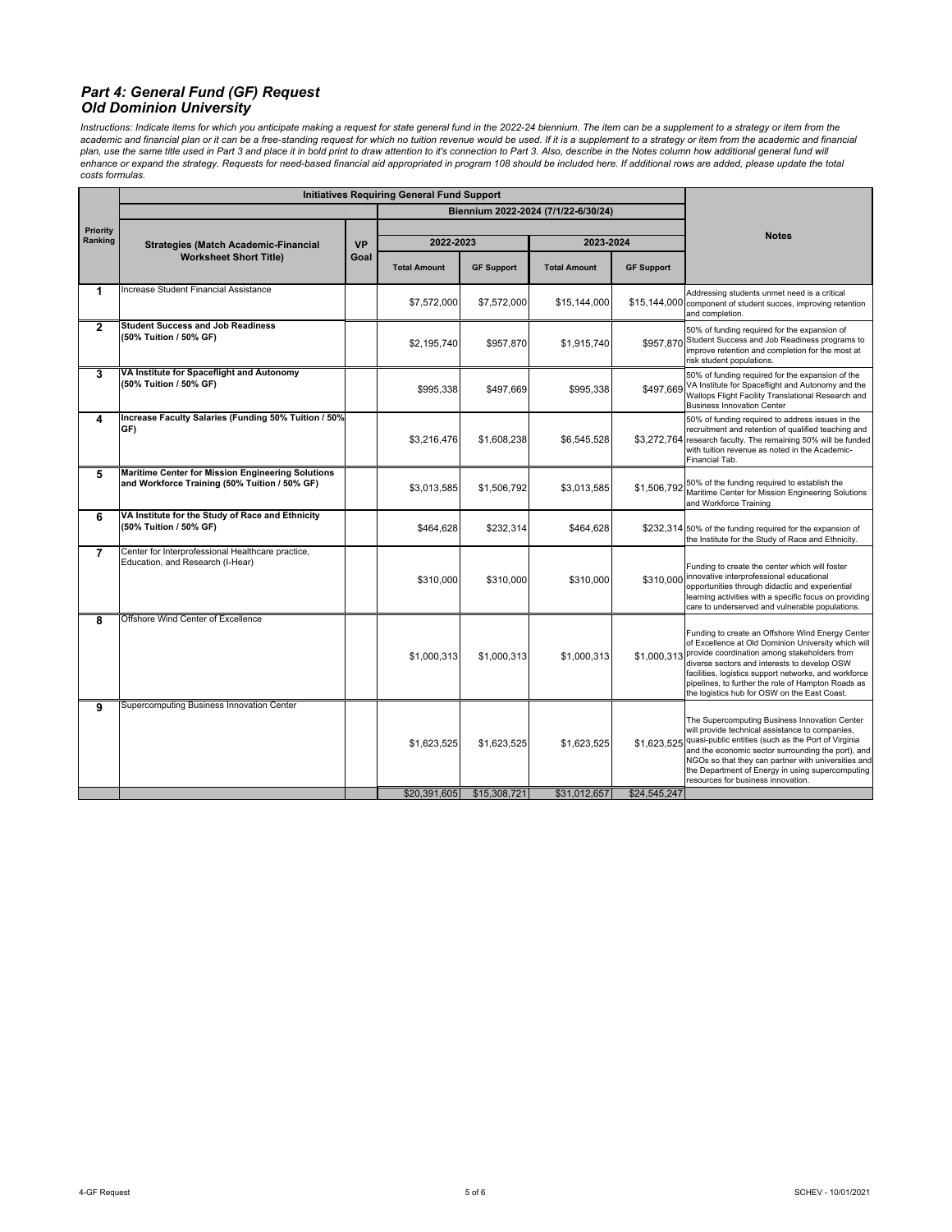## *Part 4: General Fund (GF) Request*
## *Old Dominion University*

*Instructions: Indicate items for which you anticipate making a request for state general fund in the 2022-24 biennium. The item can be a supplement to a strategy or item from the academic and financial plan or it can be a free-standing request for which no tuition revenue would be used. If it is a supplement to a strategy or item from the academic and financial plan, use the same title used in Part 3 and place it in bold print to draw attention to it's connection to Part 3. Also, describe in the Notes column how additional general fund will enhance or expand the strategy. Requests for need-based financial aid appropriated in program 108 should be included here. If additional rows are added, please update the total costs formulas.*

| Priority Ranking | Initiatives Requiring General Fund Support | | | | | | Notes |
|---|---|---|---|---|---|---|---|
| | | | Biennium 2022-2024 (7/1/22-6/30/24) | | | | |
| | Strategies (Match Academic-Financial Worksheet Short Title) | VP Goal | 2022-2023 | | 2023-2024 | | |
| | | | Total Amount | GF Support | Total Amount | GF Support | |
| 1 | Increase Student Financial Assistance | | $7,572,000 | $7,572,000 | $15,144,000 | $15,144,000 | Addressing students unmet need is a critical component of student succes, improving retention and completion. |
| 2 | **Student Success and Job Readiness (50% Tuition / 50% GF)** | | $2,195,740 | $957,870 | $1,915,740 | $957,870 | 50% of funding required for the expansion of Student Success and Job Readiness programs to improve retention and completion for the most at risk student populations. |
| 3 | **VA Institute for Spaceflight and Autonomy (50% Tuition / 50% GF)** | | $995,338 | $497,669 | $995,338 | $497,669 | 50% of funding required for the expansion of the VA Institute for Spaceflight and Autonomy and the Wallops Flight Facility Translational Research and Business Innovation Center |
| 4 | **Increase Faculty Salaries (Funding 50% Tuition / 50% GF)** | | $3,216,476 | $1,608,238 | $6,545,528 | $3,272,764 | 50% of funding required to address issues in the recruitment and retention of qualified teaching and research faculty. The remaining 50% will be funded with tuition revenue as noted in the Academic-Financial Tab. |
| 5 | **Maritime Center for Mission Engineering Solutions and Workforce Training (50% Tuition / 50% GF)** | | $3,013,585 | $1,506,792 | $3,013,585 | $1,506,792 | 50% of the funding required to establish the Maritime Center for Mission Engineering Solutions and Workforce Training |
| 6 | **VA Institute for the Study of Race and Ethnicity (50% Tuition / 50% GF)** | | $464,628 | $232,314 | $464,628 | $232,314 | 50% of the funding required for the expansion of the Institute for the Study of Race and Ethnicity. |
| 7 | Center for Interprofessional Healthcare practice, Education, and Research (I-Hear) | | $310,000 | $310,000 | $310,000 | $310,000 | Funding to create the center which will foster innovative interprofessional educational opportunities through didactic and experiential learning activities with a specific focus on providing care to underserved and vulnerable populations. |
| 8 | Offshore Wind Center of Excellence | | $1,000,313 | $1,000,313 | $1,000,313 | $1,000,313 | Funding to create an Offshore Wind Energy Center of Excellence at Old Dominion University which will provide coordination among stakeholders from diverse sectors and interests to develop OSW facilities, logistics support networks, and workforce pipelines, to further the role of Hampton Roads as the logistics hub for OSW on the East Coast. |
| 9 | Supercomputing Business Innovation Center | | $1,623,525 | $1,623,525 | $1,623,525 | $1,623,525 | The Supercomputing Business Innovation Center will provide technical assistance to companies, quasi-public entities (such as the Port of Virginia and the economic sector surrounding the port), and NGOs so that they can partner with universities and the Department of Energy in using supercomputing resources for business innovation. |
| | | | $20,391,605 | $15,308,721 | $31,012,657 | $24,545,247 | |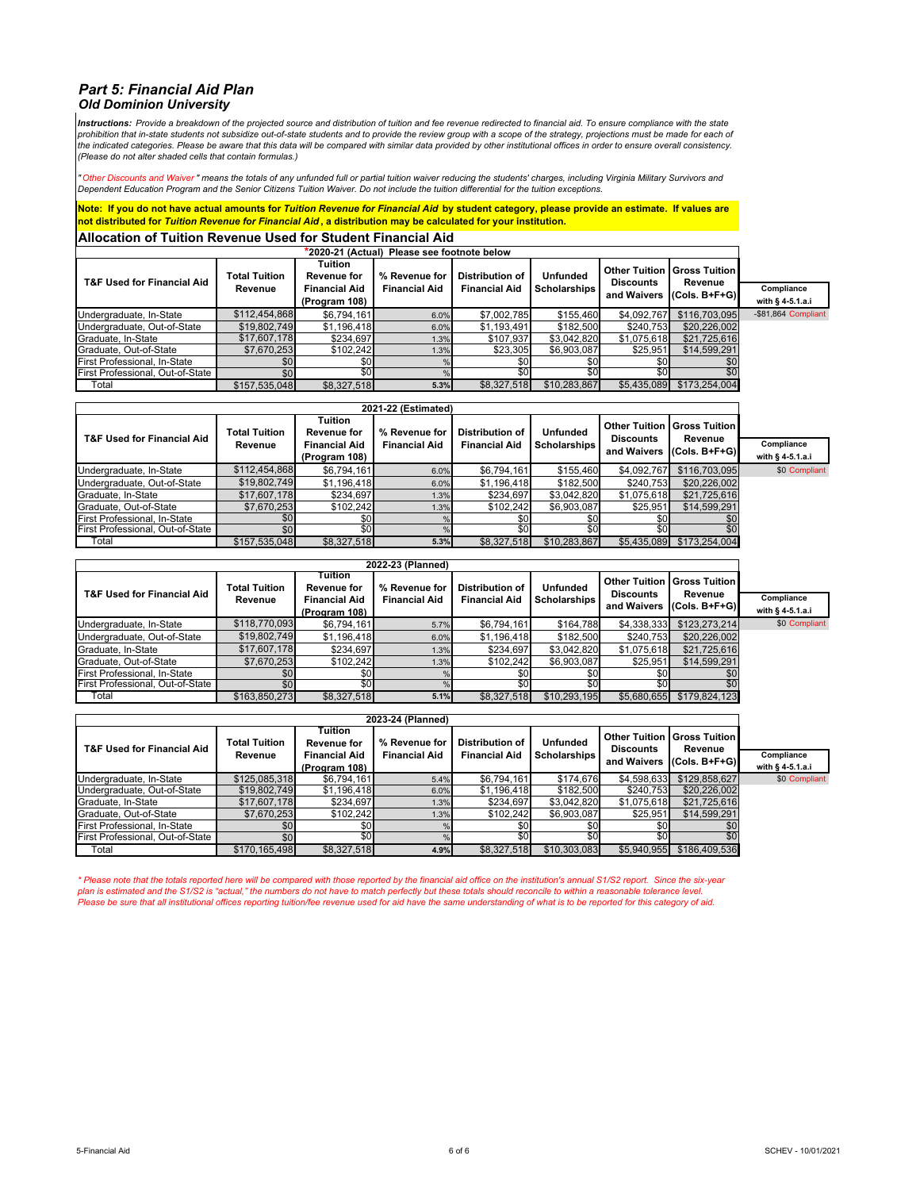## *Part 5: Financial Aid Plan*

### *Old Dominion University*

***Instructions:*** *Provide a breakdown of the projected source and distribution of tuition and fee revenue redirected to financial aid. To ensure compliance with the state prohibition that in-state students not subsidize out-of-state students and to provide the review group with a scope of the strategy, projections must be made for each of the indicated categories. Please be aware that this data will be compared with similar data provided by other institutional offices in order to ensure overall consistency. (Please do not alter shaded cells that contain formulas.)*

*"Other Discounts and Waiver" means the totals of any unfunded full or partial tuition waiver reducing the students' charges, including Virginia Military Survivors and Dependent Education Program and the Senior Citizens Tuition Waiver. Do not include the tuition differential for the tuition exceptions.*

**Note: If you do not have actual amounts for *Tuition Revenue for Financial Aid* by student category, please provide an estimate. If values are not distributed for *Tuition Revenue for Financial Aid*, a distribution may be calculated for your institution.**

### Allocation of Tuition Revenue Used for Student Financial Aid

*2020-21 (Actual) Please see footnote below

| T&F Used for Financial Aid | Total Tuition Revenue | Tuition Revenue for Financial Aid (Program 108) | % Revenue for Financial Aid | Distribution of Financial Aid | Unfunded Scholarships | Other Tuition Discounts and Waivers | Gross Tuition Revenue (Cols. B+F+G) | Compliance with § 4-5.1.a.i |
|---|---|---|---|---|---|---|---|---|
| Undergraduate, In-State | $112,454,868 | $6,794,161 | 6.0% | $7,002,785 | $155,460 | $4,092,767 | $116,703,095 | -$81,864 Compliant |
| Undergraduate, Out-of-State | $19,802,749 | $1,196,418 | 6.0% | $1,193,491 | $182,500 | $240,753 | $20,226,002 | |
| Graduate, In-State | $17,607,178 | $234,697 | 1.3% | $107,937 | $3,042,820 | $1,075,618 | $21,725,616 | |
| Graduate, Out-of-State | $7,670,253 | $102,242 | 1.3% | $23,305 | $6,903,087 | $25,951 | $14,599,291 | |
| First Professional, In-State | $0 | $0 | % | $0 | $0 | $0 | $0 | |
| First Professional, Out-of-State | $0 | $0 | % | $0 | $0 | $0 | $0 | |
| Total | $157,535,048 | $8,327,518 | 5.3% | $8,327,518 | $10,283,867 | $5,435,089 | $173,254,004 | |

2021-22 (Estimated)

| T&F Used for Financial Aid | Total Tuition Revenue | Tuition Revenue for Financial Aid (Program 108) | % Revenue for Financial Aid | Distribution of Financial Aid | Unfunded Scholarships | Other Tuition Discounts and Waivers | Gross Tuition Revenue (Cols. B+F+G) | Compliance with § 4-5.1.a.i |
|---|---|---|---|---|---|---|---|---|
| Undergraduate, In-State | $112,454,868 | $6,794,161 | 6.0% | $6,794,161 | $155,460 | $4,092,767 | $116,703,095 | $0 Compliant |
| Undergraduate, Out-of-State | $19,802,749 | $1,196,418 | 6.0% | $1,196,418 | $182,500 | $240,753 | $20,226,002 | |
| Graduate, In-State | $17,607,178 | $234,697 | 1.3% | $234,697 | $3,042,820 | $1,075,618 | $21,725,616 | |
| Graduate, Out-of-State | $7,670,253 | $102,242 | 1.3% | $102,242 | $6,903,087 | $25,951 | $14,599,291 | |
| First Professional, In-State | $0 | $0 | % | $0 | $0 | $0 | $0 | |
| First Professional, Out-of-State | $0 | $0 | % | $0 | $0 | $0 | $0 | |
| Total | $157,535,048 | $8,327,518 | 5.3% | $8,327,518 | $10,283,867 | $5,435,089 | $173,254,004 | |

2022-23 (Planned)

| T&F Used for Financial Aid | Total Tuition Revenue | Tuition Revenue for Financial Aid (Program 108) | % Revenue for Financial Aid | Distribution of Financial Aid | Unfunded Scholarships | Other Tuition Discounts and Waivers | Gross Tuition Revenue (Cols. B+F+G) | Compliance with § 4-5.1.a.i |
|---|---|---|---|---|---|---|---|---|
| Undergraduate, In-State | $118,770,093 | $6,794,161 | 5.7% | $6,794,161 | $164,788 | $4,338,333 | $123,273,214 | $0 Compliant |
| Undergraduate, Out-of-State | $19,802,749 | $1,196,418 | 6.0% | $1,196,418 | $182,500 | $240,753 | $20,226,002 | |
| Graduate, In-State | $17,607,178 | $234,697 | 1.3% | $234,697 | $3,042,820 | $1,075,618 | $21,725,616 | |
| Graduate, Out-of-State | $7,670,253 | $102,242 | 1.3% | $102,242 | $6,903,087 | $25,951 | $14,599,291 | |
| First Professional, In-State | $0 | $0 | % | $0 | $0 | $0 | $0 | |
| First Professional, Out-of-State | $0 | $0 | % | $0 | $0 | $0 | $0 | |
| Total | $163,850,273 | $8,327,518 | 5.1% | $8,327,518 | $10,293,195 | $5,680,655 | $179,824,123 | |

2023-24 (Planned)

| T&F Used for Financial Aid | Total Tuition Revenue | Tuition Revenue for Financial Aid (Program 108) | % Revenue for Financial Aid | Distribution of Financial Aid | Unfunded Scholarships | Other Tuition Discounts and Waivers | Gross Tuition Revenue (Cols. B+F+G) | Compliance with § 4-5.1.a.i |
|---|---|---|---|---|---|---|---|---|
| Undergraduate, In-State | $125,085,318 | $6,794,161 | 5.4% | $6,794,161 | $174,676 | $4,598,633 | $129,858,627 | $0 Compliant |
| Undergraduate, Out-of-State | $19,802,749 | $1,196,418 | 6.0% | $1,196,418 | $182,500 | $240,753 | $20,226,002 | |
| Graduate, In-State | $17,607,178 | $234,697 | 1.3% | $234,697 | $3,042,820 | $1,075,618 | $21,725,616 | |
| Graduate, Out-of-State | $7,670,253 | $102,242 | 1.3% | $102,242 | $6,903,087 | $25,951 | $14,599,291 | |
| First Professional, In-State | $0 | $0 | % | $0 | $0 | $0 | $0 | |
| First Professional, Out-of-State | $0 | $0 | % | $0 | $0 | $0 | $0 | |
| Total | $170,165,498 | $8,327,518 | 4.9% | $8,327,518 | $10,303,083 | $5,940,955 | $186,409,536 | |

*\* Please note that the totals reported here will be compared with those reported by the financial aid office on the institution's annual S1/S2 report. Since the six-year plan is estimated and the S1/S2 is "actual," the numbers do not have to match perfectly but these totals should reconcile to within a reasonable tolerance level. Please be sure that all institutional offices reporting tuition/fee revenue used for aid have the same understanding of what is to be reported for this category of aid.*